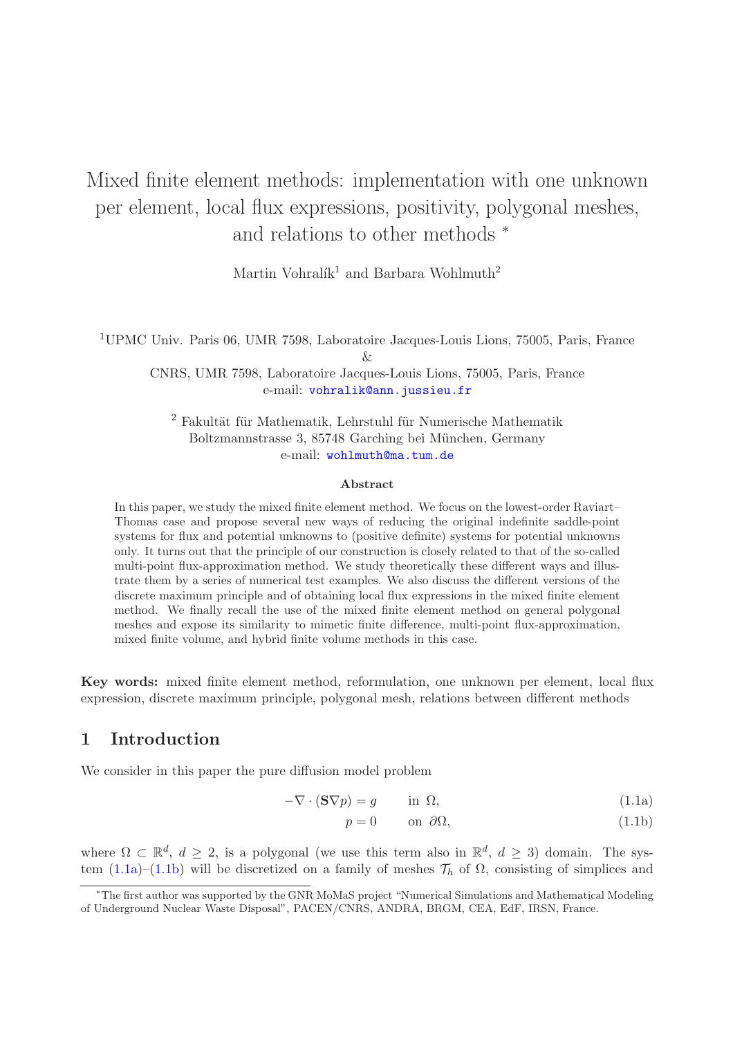# Mixed finite element methods: implementation with one unknown per element, local flux expressions, positivity, polygonal meshes, and relations to other methods *

Martin Vohralík[1] and Barbara Wohlmuth[2]

[1]UPMC Univ. Paris 06, UMR 7598, Laboratoire Jacques-Louis Lions, 75005, Paris, France
&
CNRS, UMR 7598, Laboratoire Jacques-Louis Lions, 75005, Paris, France
e-mail: vohralik@ann.jussieu.fr

[2] Fakultät für Mathematik, Lehrstuhl für Numerische Mathematik
Boltzmannstrasse 3, 85748 Garching bei München, Germany
e-mail: wohlmuth@ma.tum.de

**Abstract**

In this paper, we study the mixed finite element method. We focus on the lowest-order Raviart–Thomas case and propose several new ways of reducing the original indefinite saddle-point systems for flux and potential unknowns to (positive definite) systems for potential unknowns only. It turns out that the principle of our construction is closely related to that of the so-called multi-point flux-approximation method. We study theoretically these different ways and illustrate them by a series of numerical test examples. We also discuss the different versions of the discrete maximum principle and of obtaining local flux expressions in the mixed finite element method. We finally recall the use of the mixed finite element method on general polygonal meshes and expose its similarity to mimetic finite difference, multi-point flux-approximation, mixed finite volume, and hybrid finite volume methods in this case.

**Key words:** mixed finite element method, reformulation, one unknown per element, local flux expression, discrete maximum principle, polygonal mesh, relations between different methods

## 1 Introduction

We consider in this paper the pure diffusion model problem

$$-\nabla \cdot (\mathbf{S}\nabla p) = g \qquad \text{in } \Omega, \tag{1.1a}$$

$$p = 0 \qquad \text{on } \partial\Omega, \tag{1.1b}$$

where $\Omega \subset \mathbb{R}^d$, $d \geq 2$, is a polygonal (we use this term also in $\mathbb{R}^d$, $d \geq 3$) domain. The system (1.1a)–(1.1b) will be discretized on a family of meshes $\mathcal{T}_h$ of $\Omega$, consisting of simplices and

*The first author was supported by the GNR MoMaS project "Numerical Simulations and Mathematical Modeling of Underground Nuclear Waste Disposal", PACEN/CNRS, ANDRA, BRGM, CEA, EdF, IRSN, France.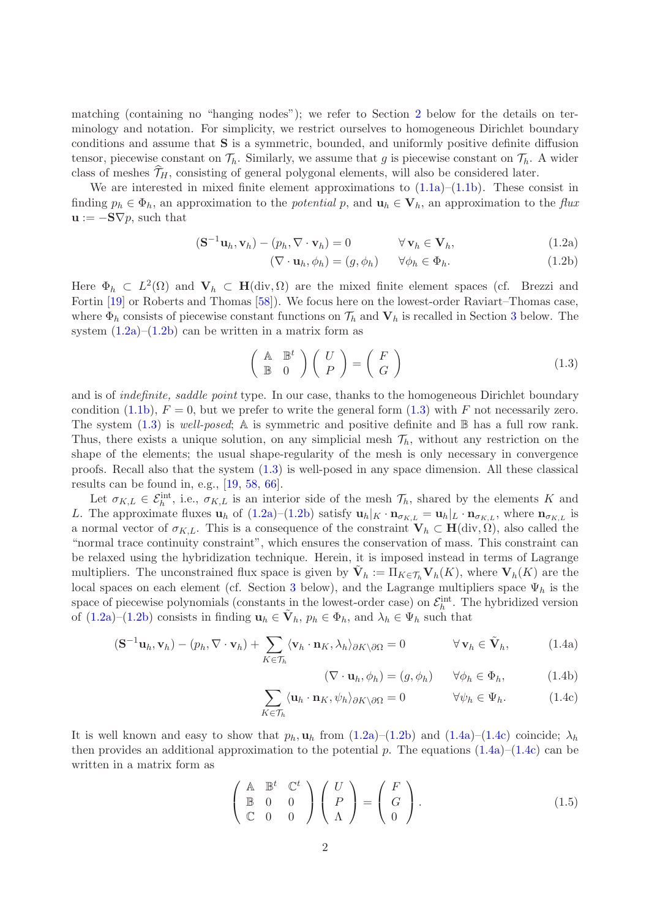matching (containing no "hanging nodes"); we refer to Section 2 below for the details on terminology and notation. For simplicity, we restrict ourselves to homogeneous Dirichlet boundary conditions and assume that $\mathbf{S}$ is a symmetric, bounded, and uniformly positive definite diffusion tensor, piecewise constant on $\mathcal{T}_h$. Similarly, we assume that $g$ is piecewise constant on $\mathcal{T}_h$. A wider class of meshes $\widehat{\mathcal{T}}_H$, consisting of general polygonal elements, will also be considered later.

We are interested in mixed finite element approximations to (1.1a)–(1.1b). These consist in finding $p_h \in \Phi_h$, an approximation to the *potential* $p$, and $\mathbf{u}_h \in \mathbf{V}_h$, an approximation to the *flux* $\mathbf{u} := -\mathbf{S}\nabla p$, such that

$$(\mathbf{S}^{-1}\mathbf{u}_h, \mathbf{v}_h) - (p_h, \nabla \cdot \mathbf{v}_h) = 0 \qquad \forall\, \mathbf{v}_h \in \mathbf{V}_h, \tag{1.2a}$$

$$(\nabla \cdot \mathbf{u}_h, \phi_h) = (g, \phi_h) \qquad \forall \phi_h \in \Phi_h. \tag{1.2b}$$

Here $\Phi_h \subset L^2(\Omega)$ and $\mathbf{V}_h \subset \mathbf{H}(\mathrm{div}, \Omega)$ are the mixed finite element spaces (cf. Brezzi and Fortin [19] or Roberts and Thomas [58]). We focus here on the lowest-order Raviart–Thomas case, where $\Phi_h$ consists of piecewise constant functions on $\mathcal{T}_h$ and $\mathbf{V}_h$ is recalled in Section 3 below. The system (1.2a)–(1.2b) can be written in a matrix form as

$$\begin{pmatrix} \mathbb{A} & \mathbb{B}^t \\ \mathbb{B} & 0 \end{pmatrix} \begin{pmatrix} U \\ P \end{pmatrix} = \begin{pmatrix} F \\ G \end{pmatrix} \tag{1.3}$$

and is of *indefinite, saddle point* type. In our case, thanks to the homogeneous Dirichlet boundary condition (1.1b), $F = 0$, but we prefer to write the general form (1.3) with $F$ not necessarily zero. The system (1.3) is *well-posed*; $\mathbb{A}$ is symmetric and positive definite and $\mathbb{B}$ has a full row rank. Thus, there exists a unique solution, on any simplicial mesh $\mathcal{T}_h$, without any restriction on the shape of the elements; the usual shape-regularity of the mesh is only necessary in convergence proofs. Recall also that the system (1.3) is well-posed in any space dimension. All these classical results can be found in, e.g., [19, 58, 66].

Let $\sigma_{K,L} \in \mathcal{E}_h^{\mathrm{int}}$, i.e., $\sigma_{K,L}$ is an interior side of the mesh $\mathcal{T}_h$, shared by the elements $K$ and $L$. The approximate fluxes $\mathbf{u}_h$ of (1.2a)–(1.2b) satisfy $\mathbf{u}_h|_K \cdot \mathbf{n}_{\sigma_{K,L}} = \mathbf{u}_h|_L \cdot \mathbf{n}_{\sigma_{K,L}}$, where $\mathbf{n}_{\sigma_{K,L}}$ is a normal vector of $\sigma_{K,L}$. This is a consequence of the constraint $\mathbf{V}_h \subset \mathbf{H}(\mathrm{div}, \Omega)$, also called the "normal trace continuity constraint", which ensures the conservation of mass. This constraint can be relaxed using the hybridization technique. Herein, it is imposed instead in terms of Lagrange multipliers. The unconstrained flux space is given by $\tilde{\mathbf{V}}_h := \Pi_{K \in \mathcal{T}_h} \mathbf{V}_h(K)$, where $\mathbf{V}_h(K)$ are the local spaces on each element (cf. Section 3 below), and the Lagrange multipliers space $\Psi_h$ is the space of piecewise polynomials (constants in the lowest-order case) on $\mathcal{E}_h^{\mathrm{int}}$. The hybridized version of (1.2a)–(1.2b) consists in finding $\mathbf{u}_h \in \tilde{\mathbf{V}}_h$, $p_h \in \Phi_h$, and $\lambda_h \in \Psi_h$ such that

$$(\mathbf{S}^{-1}\mathbf{u}_h, \mathbf{v}_h) - (p_h, \nabla \cdot \mathbf{v}_h) + \sum_{K \in \mathcal{T}_h} \langle \mathbf{v}_h \cdot \mathbf{n}_K, \lambda_h \rangle_{\partial K \setminus \partial\Omega} = 0 \qquad \forall\, \mathbf{v}_h \in \tilde{\mathbf{V}}_h, \tag{1.4a}$$

$$(\nabla \cdot \mathbf{u}_h, \phi_h) = (g, \phi_h) \qquad \forall \phi_h \in \Phi_h, \tag{1.4b}$$

$$\sum_{K \in \mathcal{T}_h} \langle \mathbf{u}_h \cdot \mathbf{n}_K, \psi_h \rangle_{\partial K \setminus \partial\Omega} = 0 \qquad \forall \psi_h \in \Psi_h. \tag{1.4c}$$

It is well known and easy to show that $p_h, \mathbf{u}_h$ from (1.2a)–(1.2b) and (1.4a)–(1.4c) coincide; $\lambda_h$ then provides an additional approximation to the potential $p$. The equations (1.4a)–(1.4c) can be written in a matrix form as

$$\begin{pmatrix} \mathbb{A} & \mathbb{B}^t & \mathbb{C}^t \\ \mathbb{B} & 0 & 0 \\ \mathbb{C} & 0 & 0 \end{pmatrix} \begin{pmatrix} U \\ P \\ \Lambda \end{pmatrix} = \begin{pmatrix} F \\ G \\ 0 \end{pmatrix}. \tag{1.5}$$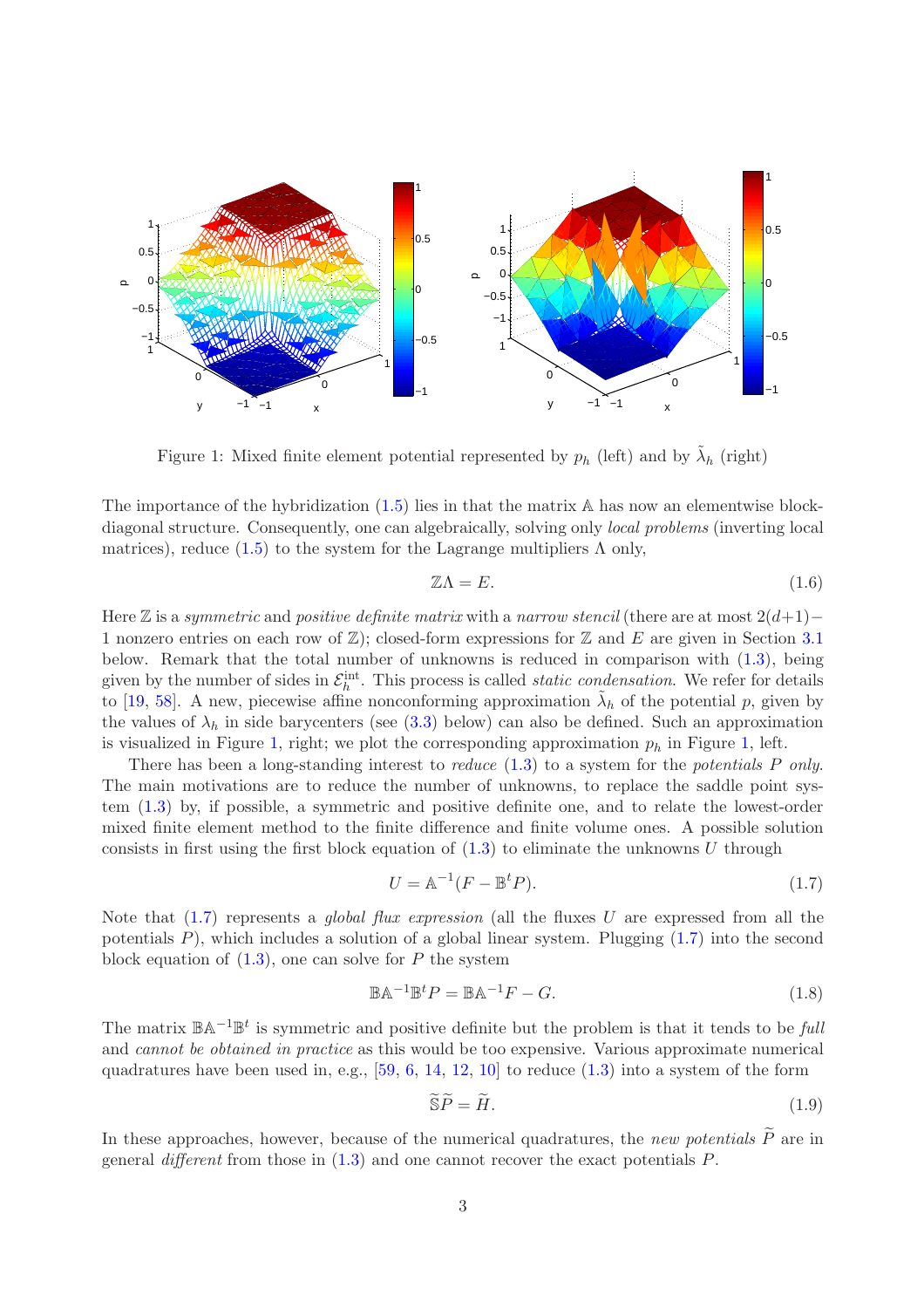Figure 1: Mixed finite element potential represented by $p_h$ (left) and by $\tilde{\lambda}_h$ (right)

The importance of the hybridization (1.5) lies in that the matrix $\mathbb{A}$ has now an elementwise block-diagonal structure. Consequently, one can algebraically, solving only *local problems* (inverting local matrices), reduce (1.5) to the system for the Lagrange multipliers $\Lambda$ only,

$$\mathbb{Z}\Lambda = E. \tag{1.6}$$

Here $\mathbb{Z}$ is a *symmetric* and *positive definite matrix* with a *narrow stencil* (there are at most $2(d+1)-1$ nonzero entries on each row of $\mathbb{Z}$); closed-form expressions for $\mathbb{Z}$ and $E$ are given in Section 3.1 below. Remark that the total number of unknowns is reduced in comparison with (1.3), being given by the number of sides in $\mathcal{E}_h^{\mathrm{int}}$. This process is called *static condensation*. We refer for details to [19, 58]. A new, piecewise affine nonconforming approximation $\tilde{\lambda}_h$ of the potential $p$, given by the values of $\lambda_h$ in side barycenters (see (3.3) below) can also be defined. Such an approximation is visualized in Figure 1, right; we plot the corresponding approximation $p_h$ in Figure 1, left.

There has been a long-standing interest to *reduce* (1.3) to a system for the *potentials* $P$ *only*. The main motivations are to reduce the number of unknowns, to replace the saddle point system (1.3) by, if possible, a symmetric and positive definite one, and to relate the lowest-order mixed finite element method to the finite difference and finite volume ones. A possible solution consists in first using the first block equation of (1.3) to eliminate the unknowns $U$ through

$$U = \mathbb{A}^{-1}(F - \mathbb{B}^t P). \tag{1.7}$$

Note that (1.7) represents a *global flux expression* (all the fluxes $U$ are expressed from all the potentials $P$), which includes a solution of a global linear system. Plugging (1.7) into the second block equation of (1.3), one can solve for $P$ the system

$$\mathbb{B}\mathbb{A}^{-1}\mathbb{B}^t P = \mathbb{B}\mathbb{A}^{-1}F - G. \tag{1.8}$$

The matrix $\mathbb{B}\mathbb{A}^{-1}\mathbb{B}^t$ is symmetric and positive definite but the problem is that it tends to be *full* and *cannot be obtained in practice* as this would be too expensive. Various approximate numerical quadratures have been used in, e.g., [59, 6, 14, 12, 10] to reduce (1.3) into a system of the form

$$\widetilde{\mathbb{S}}\widetilde{P} = \widetilde{H}. \tag{1.9}$$

In these approaches, however, because of the numerical quadratures, the *new potentials* $\widetilde{P}$ are in general *different* from those in (1.3) and one cannot recover the exact potentials $P$.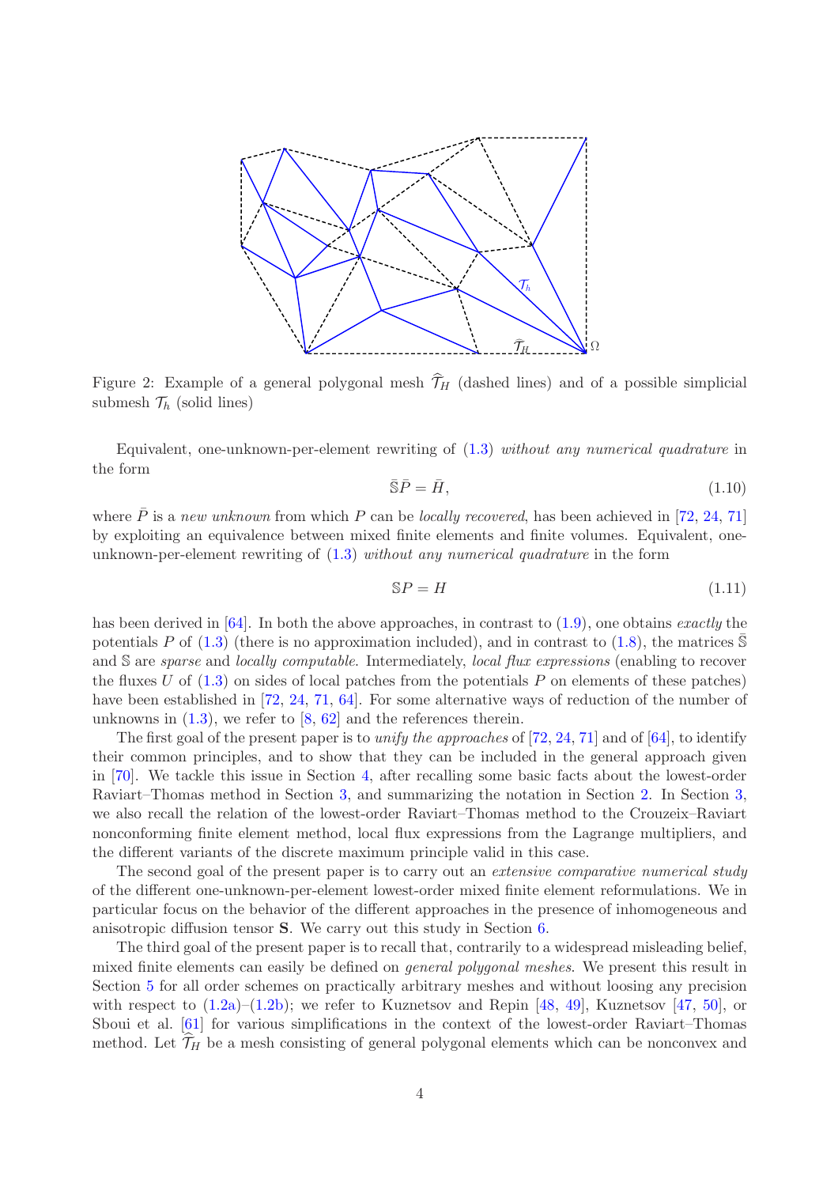Figure 2: Example of a general polygonal mesh $\widehat{\mathcal{T}}_H$ (dashed lines) and of a possible simplicial submesh $\mathcal{T}_h$ (solid lines)

Equivalent, one-unknown-per-element rewriting of (1.3) *without any numerical quadrature* in the form

$$\bar{\mathbb{S}}\bar{P} = \bar{H}, \tag{1.10}$$

where $\bar{P}$ is a *new unknown* from which $P$ can be *locally recovered*, has been achieved in [72, 24, 71] by exploiting an equivalence between mixed finite elements and finite volumes. Equivalent, one-unknown-per-element rewriting of (1.3) *without any numerical quadrature* in the form

$$\mathbb{S}P = H \tag{1.11}$$

has been derived in [64]. In both the above approaches, in contrast to (1.9), one obtains *exactly* the potentials $P$ of (1.3) (there is no approximation included), and in contrast to (1.8), the matrices $\bar{\mathbb{S}}$ and $\mathbb{S}$ are *sparse* and *locally computable*. Intermediately, *local flux expressions* (enabling to recover the fluxes $U$ of (1.3) on sides of local patches from the potentials $P$ on elements of these patches) have been established in [72, 24, 71, 64]. For some alternative ways of reduction of the number of unknowns in (1.3), we refer to [8, 62] and the references therein.

The first goal of the present paper is to *unify the approaches* of [72, 24, 71] and of [64], to identify their common principles, and to show that they can be included in the general approach given in [70]. We tackle this issue in Section 4, after recalling some basic facts about the lowest-order Raviart–Thomas method in Section 3, and summarizing the notation in Section 2. In Section 3, we also recall the relation of the lowest-order Raviart–Thomas method to the Crouzeix–Raviart nonconforming finite element method, local flux expressions from the Lagrange multipliers, and the different variants of the discrete maximum principle valid in this case.

The second goal of the present paper is to carry out an *extensive comparative numerical study* of the different one-unknown-per-element lowest-order mixed finite element reformulations. We in particular focus on the behavior of the different approaches in the presence of inhomogeneous and anisotropic diffusion tensor $\mathbf{S}$. We carry out this study in Section 6.

The third goal of the present paper is to recall that, contrarily to a widespread misleading belief, mixed finite elements can easily be defined on *general polygonal meshes*. We present this result in Section 5 for all order schemes on practically arbitrary meshes and without loosing any precision with respect to (1.2a)–(1.2b); we refer to Kuznetsov and Repin [48, 49], Kuznetsov [47, 50], or Sboui et al. [61] for various simplifications in the context of the lowest-order Raviart–Thomas method. Let $\widehat{\mathcal{T}}_H$ be a mesh consisting of general polygonal elements which can be nonconvex and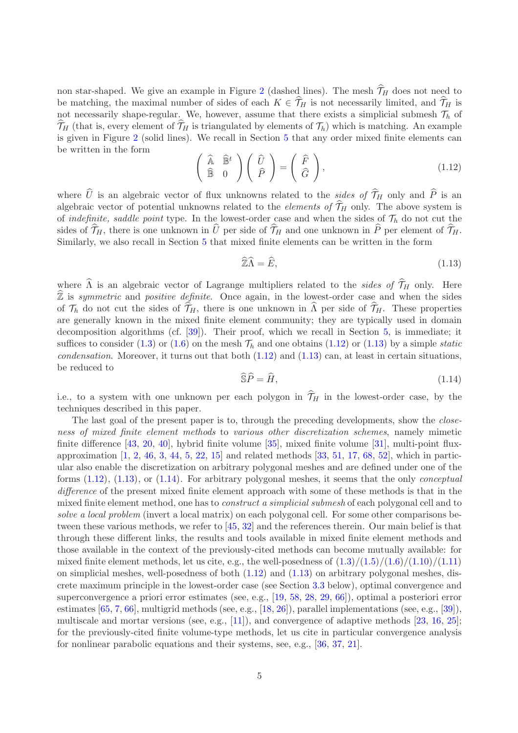non star-shaped. We give an example in Figure 2 (dashed lines). The mesh $\widehat{\mathcal{T}}_H$ does not need to be matching, the maximal number of sides of each $K \in \widehat{\mathcal{T}}_H$ is not necessarily limited, and $\widehat{\mathcal{T}}_H$ is not necessarily shape-regular. We, however, assume that there exists a simplicial submesh $\mathcal{T}_h$ of $\widehat{\mathcal{T}}_H$ (that is, every element of $\widehat{\mathcal{T}}_H$ is triangulated by elements of $\mathcal{T}_h$) which is matching. An example is given in Figure 2 (solid lines). We recall in Section 5 that any order mixed finite elements can be written in the form

$$\begin{pmatrix} \widehat{\mathbb{A}} & \widehat{\mathbb{B}}^t \\ \widehat{\mathbb{B}} & 0 \end{pmatrix} \begin{pmatrix} \widehat{U} \\ \widehat{P} \end{pmatrix} = \begin{pmatrix} \widehat{F} \\ \widehat{G} \end{pmatrix}, \tag{1.12}$$

where $\widehat{U}$ is an algebraic vector of flux unknowns related to the *sides of* $\widehat{\mathcal{T}}_H$ only and $\widehat{P}$ is an algebraic vector of potential unknowns related to the *elements of* $\widehat{\mathcal{T}}_H$ only. The above system is of *indefinite, saddle point* type. In the lowest-order case and when the sides of $\mathcal{T}_h$ do not cut the sides of $\widehat{\mathcal{T}}_H$, there is one unknown in $\widehat{U}$ per side of $\widehat{\mathcal{T}}_H$ and one unknown in $\widehat{P}$ per element of $\widehat{\mathcal{T}}_H$. Similarly, we also recall in Section 5 that mixed finite elements can be written in the form

$$\widehat{\mathbb{Z}}\widehat{\Lambda} = \widehat{E}, \tag{1.13}$$

where $\widehat{\Lambda}$ is an algebraic vector of Lagrange multipliers related to the *sides of* $\widehat{\mathcal{T}}_H$ only. Here $\widehat{\mathbb{Z}}$ is *symmetric* and *positive definite*. Once again, in the lowest-order case and when the sides of $\mathcal{T}_h$ do not cut the sides of $\widehat{\mathcal{T}}_H$, there is one unknown in $\widehat{\Lambda}$ per side of $\widehat{\mathcal{T}}_H$. These properties are generally known in the mixed finite element community; they are typically used in domain decomposition algorithms (cf. [39]). Their proof, which we recall in Section 5, is immediate; it suffices to consider (1.3) or (1.6) on the mesh $\mathcal{T}_h$ and one obtains (1.12) or (1.13) by a simple *static condensation*. Moreover, it turns out that both (1.12) and (1.13) can, at least in certain situations, be reduced to

$$\widehat{\mathbb{S}}\widehat{P} = \widehat{H}, \tag{1.14}$$

i.e., to a system with one unknown per each polygon in $\widehat{\mathcal{T}}_H$ in the lowest-order case, by the techniques described in this paper.

The last goal of the present paper is to, through the preceding developments, show the *closeness of mixed finite element methods* to *various other discretization schemes*, namely mimetic finite difference [43, 20, 40], hybrid finite volume [35], mixed finite volume [31], multi-point flux-approximation [1, 2, 46, 3, 44, 5, 22, 15] and related methods [33, 51, 17, 68, 52], which in particular also enable the discretization on arbitrary polygonal meshes and are defined under one of the forms (1.12), (1.13), or (1.14). For arbitrary polygonal meshes, it seems that the only *conceptual difference* of the present mixed finite element approach with some of these methods is that in the mixed finite element method, one has to *construct a simplicial submesh* of each polygonal cell and to *solve a local problem* (invert a local matrix) on each polygonal cell. For some other comparisons between these various methods, we refer to [45, 32] and the references therein. Our main belief is that through these different links, the results and tools available in mixed finite element methods and those available in the context of the previously-cited methods can become mutually available: for mixed finite element methods, let us cite, e.g., the well-posedness of (1.3)/(1.5)/(1.6)/(1.10)/(1.11) on simplicial meshes, well-posedness of both (1.12) and (1.13) on arbitrary polygonal meshes, discrete maximum principle in the lowest-order case (see Section 3.3 below), optimal convergence and superconvergence a priori error estimates (see, e.g., [19, 58, 28, 29, 66]), optimal a posteriori error estimates [65, 7, 66], multigrid methods (see, e.g., [18, 26]), parallel implementations (see, e.g., [39]), multiscale and mortar versions (see, e.g., [11]), and convergence of adaptive methods [23, 16, 25]; for the previously-cited finite volume-type methods, let us cite in particular convergence analysis for nonlinear parabolic equations and their systems, see, e.g., [36, 37, 21].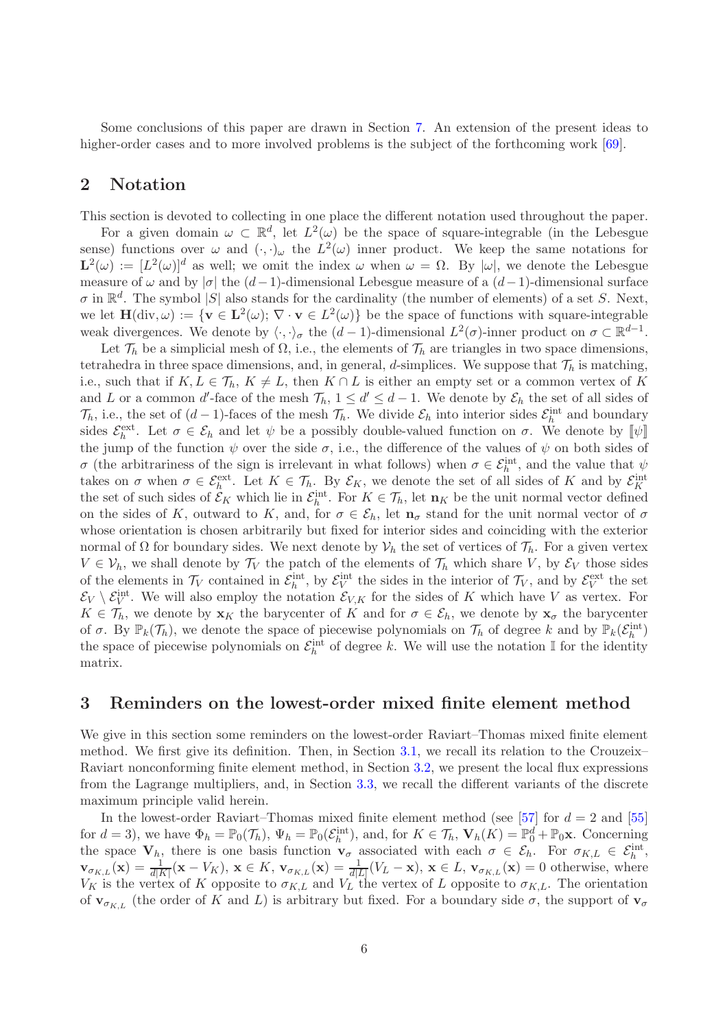Some conclusions of this paper are drawn in Section 7. An extension of the present ideas to higher-order cases and to more involved problems is the subject of the forthcoming work [69].

## 2 Notation

This section is devoted to collecting in one place the different notation used throughout the paper.

For a given domain $\omega \subset \mathbb{R}^d$, let $L^2(\omega)$ be the space of square-integrable (in the Lebesgue sense) functions over $\omega$ and $(\cdot,\cdot)_\omega$ the $L^2(\omega)$ inner product. We keep the same notations for $\mathbf{L}^2(\omega) := [L^2(\omega)]^d$ as well; we omit the index $\omega$ when $\omega = \Omega$. By $|\omega|$, we denote the Lebesgue measure of $\omega$ and by $|\sigma|$ the $(d-1)$-dimensional Lebesgue measure of a $(d-1)$-dimensional surface $\sigma$ in $\mathbb{R}^d$. The symbol $|S|$ also stands for the cardinality (the number of elements) of a set $S$. Next, we let $\mathbf{H}(\mathrm{div}, \omega) := \{\mathbf{v} \in \mathbf{L}^2(\omega); \nabla \cdot \mathbf{v} \in L^2(\omega)\}$ be the space of functions with square-integrable weak divergences. We denote by $\langle \cdot, \cdot \rangle_\sigma$ the $(d-1)$-dimensional $L^2(\sigma)$-inner product on $\sigma \subset \mathbb{R}^{d-1}$.

Let $\mathcal{T}_h$ be a simplicial mesh of $\Omega$, i.e., the elements of $\mathcal{T}_h$ are triangles in two space dimensions, tetrahedra in three space dimensions, and, in general, $d$-simplices. We suppose that $\mathcal{T}_h$ is matching, i.e., such that if $K, L \in \mathcal{T}_h$, $K \neq L$, then $K \cap L$ is either an empty set or a common vertex of $K$ and $L$ or a common $d'$-face of the mesh $\mathcal{T}_h$, $1 \le d' \le d-1$. We denote by $\mathcal{E}_h$ the set of all sides of $\mathcal{T}_h$, i.e., the set of $(d-1)$-faces of the mesh $\mathcal{T}_h$. We divide $\mathcal{E}_h$ into interior sides $\mathcal{E}_h^{\mathrm{int}}$ and boundary sides $\mathcal{E}_h^{\mathrm{ext}}$. Let $\sigma \in \mathcal{E}_h$ and let $\psi$ be a possibly double-valued function on $\sigma$. We denote by $[\![\psi]\!]$ the jump of the function $\psi$ over the side $\sigma$, i.e., the difference of the values of $\psi$ on both sides of $\sigma$ (the arbitrariness of the sign is irrelevant in what follows) when $\sigma \in \mathcal{E}_h^{\mathrm{int}}$, and the value that $\psi$ takes on $\sigma$ when $\sigma \in \mathcal{E}_h^{\mathrm{ext}}$. Let $K \in \mathcal{T}_h$. By $\mathcal{E}_K$, we denote the set of all sides of $K$ and by $\mathcal{E}_K^{\mathrm{int}}$ the set of such sides of $\mathcal{E}_K$ which lie in $\mathcal{E}_h^{\mathrm{int}}$. For $K \in \mathcal{T}_h$, let $\mathbf{n}_K$ be the unit normal vector defined on the sides of $K$, outward to $K$, and, for $\sigma \in \mathcal{E}_h$, let $\mathbf{n}_\sigma$ stand for the unit normal vector of $\sigma$ whose orientation is chosen arbitrarily but fixed for interior sides and coinciding with the exterior normal of $\Omega$ for boundary sides. We next denote by $\mathcal{V}_h$ the set of vertices of $\mathcal{T}_h$. For a given vertex $V \in \mathcal{V}_h$, we shall denote by $\mathcal{T}_V$ the patch of the elements of $\mathcal{T}_h$ which share $V$, by $\mathcal{E}_V$ those sides of the elements in $\mathcal{T}_V$ contained in $\mathcal{E}_h^{\mathrm{int}}$, by $\mathcal{E}_V^{\mathrm{int}}$ the sides in the interior of $\mathcal{T}_V$, and by $\mathcal{E}_V^{\mathrm{ext}}$ the set $\mathcal{E}_V \setminus \mathcal{E}_V^{\mathrm{int}}$. We will also employ the notation $\mathcal{E}_{V,K}$ for the sides of $K$ which have $V$ as vertex. For $K \in \mathcal{T}_h$, we denote by $\mathbf{x}_K$ the barycenter of $K$ and for $\sigma \in \mathcal{E}_h$, we denote by $\mathbf{x}_\sigma$ the barycenter of $\sigma$. By $\mathbb{P}_k(\mathcal{T}_h)$, we denote the space of piecewise polynomials on $\mathcal{T}_h$ of degree $k$ and by $\mathbb{P}_k(\mathcal{E}_h^{\mathrm{int}})$ the space of piecewise polynomials on $\mathcal{E}_h^{\mathrm{int}}$ of degree $k$. We will use the notation $\mathbb{I}$ for the identity matrix.

## 3 Reminders on the lowest-order mixed finite element method

We give in this section some reminders on the lowest-order Raviart–Thomas mixed finite element method. We first give its definition. Then, in Section 3.1, we recall its relation to the Crouzeix–Raviart nonconforming finite element method, in Section 3.2, we present the local flux expressions from the Lagrange multipliers, and, in Section 3.3, we recall the different variants of the discrete maximum principle valid herein.

In the lowest-order Raviart–Thomas mixed finite element method (see [57] for $d = 2$ and [55] for $d = 3$), we have $\Phi_h = \mathbb{P}_0(\mathcal{T}_h)$, $\Psi_h = \mathbb{P}_0(\mathcal{E}_h^{\mathrm{int}})$, and, for $K \in \mathcal{T}_h$, $\mathbf{V}_h(K) = \mathbb{P}_0^d + \mathbb{P}_0\mathbf{x}$. Concerning the space $\mathbf{V}_h$, there is one basis function $\mathbf{v}_\sigma$ associated with each $\sigma \in \mathcal{E}_h$. For $\sigma_{K,L} \in \mathcal{E}_h^{\mathrm{int}}$, $\mathbf{v}_{\sigma_{K,L}}(\mathbf{x}) = \frac{1}{d|K|}(\mathbf{x} - V_K)$, $\mathbf{x} \in K$, $\mathbf{v}_{\sigma_{K,L}}(\mathbf{x}) = \frac{1}{d|L|}(V_L - \mathbf{x})$, $\mathbf{x} \in L$, $\mathbf{v}_{\sigma_{K,L}}(\mathbf{x}) = 0$ otherwise, where $V_K$ is the vertex of $K$ opposite to $\sigma_{K,L}$ and $V_L$ the vertex of $L$ opposite to $\sigma_{K,L}$. The orientation of $\mathbf{v}_{\sigma_{K,L}}$ (the order of $K$ and $L$) is arbitrary but fixed. For a boundary side $\sigma$, the support of $\mathbf{v}_\sigma$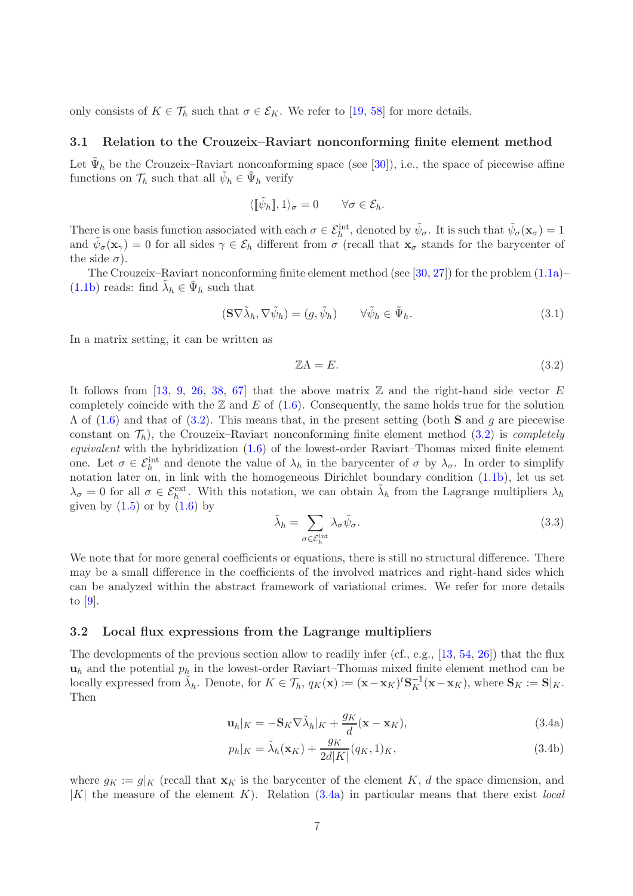only consists of $K \in \mathcal{T}_h$ such that $\sigma \in \mathcal{E}_K$. We refer to [19, 58] for more details.

### 3.1 Relation to the Crouzeix–Raviart nonconforming finite element method

Let $\tilde{\Psi}_h$ be the Crouzeix–Raviart nonconforming space (see [30]), i.e., the space of piecewise affine functions on $\mathcal{T}_h$ such that all $\tilde{\psi}_h \in \tilde{\Psi}_h$ verify

$$\langle [\![\tilde{\psi}_h]\!], 1\rangle_\sigma = 0 \qquad \forall \sigma \in \mathcal{E}_h.$$

There is one basis function associated with each $\sigma \in \mathcal{E}_h^{\rm int}$, denoted by $\tilde{\psi}_\sigma$. It is such that $\tilde{\psi}_\sigma(\mathbf{x}_\sigma) = 1$ and $\tilde{\psi}_\sigma(\mathbf{x}_\gamma) = 0$ for all sides $\gamma \in \mathcal{E}_h$ different from $\sigma$ (recall that $\mathbf{x}_\sigma$ stands for the barycenter of the side $\sigma$).

The Crouzeix–Raviart nonconforming finite element method (see [30, 27]) for the problem (1.1a)–(1.1b) reads: find $\tilde{\lambda}_h \in \tilde{\Psi}_h$ such that

$$(\mathbf{S}\nabla\tilde{\lambda}_h, \nabla\tilde{\psi}_h) = (g, \tilde{\psi}_h) \qquad \forall \tilde{\psi}_h \in \tilde{\Psi}_h. \tag{3.1}$$

In a matrix setting, it can be written as

$$\mathbb{Z}\Lambda = E. \tag{3.2}$$

It follows from [13, 9, 26, 38, 67] that the above matrix $\mathbb{Z}$ and the right-hand side vector $E$ completely coincide with the $\mathbb{Z}$ and $E$ of (1.6). Consequently, the same holds true for the solution $\Lambda$ of (1.6) and that of (3.2). This means that, in the present setting (both $\mathbf{S}$ and $g$ are piecewise constant on $\mathcal{T}_h$), the Crouzeix–Raviart nonconforming finite element method (3.2) is *completely equivalent* with the hybridization (1.6) of the lowest-order Raviart–Thomas mixed finite element one. Let $\sigma \in \mathcal{E}_h^{\rm int}$ and denote the value of $\lambda_h$ in the barycenter of $\sigma$ by $\lambda_\sigma$. In order to simplify notation later on, in link with the homogeneous Dirichlet boundary condition (1.1b), let us set $\lambda_\sigma = 0$ for all $\sigma \in \mathcal{E}_h^{\rm ext}$. With this notation, we can obtain $\tilde{\lambda}_h$ from the Lagrange multipliers $\lambda_h$ given by (1.5) or by (1.6) by

$$\tilde{\lambda}_h = \sum_{\sigma\in\mathcal{E}_h^{\rm int}} \lambda_\sigma \tilde{\psi}_\sigma. \tag{3.3}$$

We note that for more general coefficients or equations, there is still no structural difference. There may be a small difference in the coefficients of the involved matrices and right-hand sides which can be analyzed within the abstract framework of variational crimes. We refer for more details to [9].

### 3.2 Local flux expressions from the Lagrange multipliers

The developments of the previous section allow to readily infer (cf., e.g., [13, 54, 26]) that the flux $\mathbf{u}_h$ and the potential $p_h$ in the lowest-order Raviart–Thomas mixed finite element method can be locally expressed from $\tilde{\lambda}_h$. Denote, for $K \in \mathcal{T}_h$, $q_K(\mathbf{x}) := (\mathbf{x}-\mathbf{x}_K)^t\mathbf{S}_K^{-1}(\mathbf{x}-\mathbf{x}_K)$, where $\mathbf{S}_K := \mathbf{S}|_K$. Then

$$\mathbf{u}_h|_K = -\mathbf{S}_K\nabla\tilde{\lambda}_h|_K + \frac{g_K}{d}(\mathbf{x}-\mathbf{x}_K), \tag{3.4a}$$

$$p_h|_K = \tilde{\lambda}_h(\mathbf{x}_K) + \frac{g_K}{2d|K|}(q_K, 1)_K, \tag{3.4b}$$

where $g_K := g|_K$ (recall that $\mathbf{x}_K$ is the barycenter of the element $K$, $d$ the space dimension, and $|K|$ the measure of the element $K$). Relation (3.4a) in particular means that there exist *local*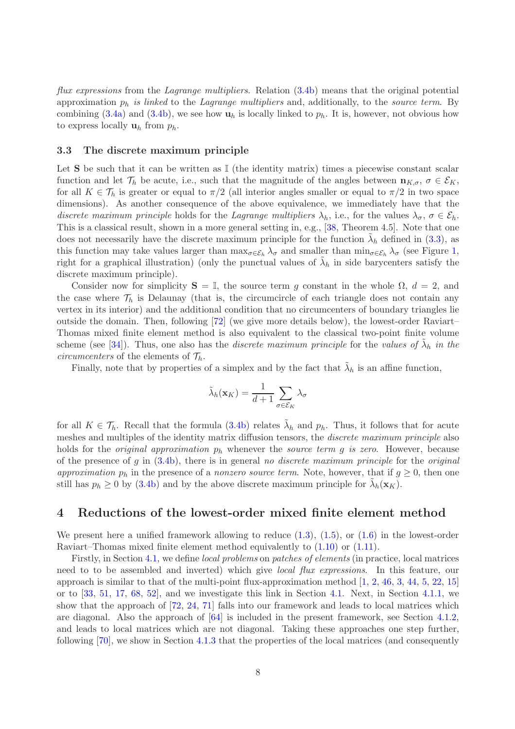*flux expressions* from the *Lagrange multipliers*. Relation (3.4b) means that the original potential approximation $p_h$ *is linked* to the *Lagrange multipliers* and, additionally, to the *source term*. By combining (3.4a) and (3.4b), we see how $\mathbf{u}_h$ is locally linked to $p_h$. It is, however, not obvious how to express locally $\mathbf{u}_h$ from $p_h$.

### 3.3 The discrete maximum principle

Let $\mathbf{S}$ be such that it can be written as $\mathbb{I}$ (the identity matrix) times a piecewise constant scalar function and let $\mathcal{T}_h$ be acute, i.e., such that the magnitude of the angles between $\mathbf{n}_{K,\sigma}$, $\sigma \in \mathcal{E}_K$, for all $K \in \mathcal{T}_h$ is greater or equal to $\pi/2$ (all interior angles smaller or equal to $\pi/2$ in two space dimensions). As another consequence of the above equivalence, we immediately have that the *discrete maximum principle* holds for the *Lagrange multipliers* $\lambda_h$, i.e., for the values $\lambda_\sigma$, $\sigma \in \mathcal{E}_h$. This is a classical result, shown in a more general setting in, e.g., [38, Theorem 4.5]. Note that one does not necessarily have the discrete maximum principle for the function $\tilde{\lambda}_h$ defined in (3.3), as this function may take values larger than $\max_{\sigma\in\mathcal{E}_h} \lambda_\sigma$ and smaller than $\min_{\sigma\in\mathcal{E}_h} \lambda_\sigma$ (see Figure 1, right for a graphical illustration) (only the punctual values of $\tilde{\lambda}_h$ in side barycenters satisfy the discrete maximum principle).

Consider now for simplicity $\mathbf{S} = \mathbb{I}$, the source term $g$ constant in the whole $\Omega$, $d = 2$, and the case where $\mathcal{T}_h$ is Delaunay (that is, the circumcircle of each triangle does not contain any vertex in its interior) and the additional condition that no circumcenters of boundary triangles lie outside the domain. Then, following [72] (we give more details below), the lowest-order Raviart–Thomas mixed finite element method is also equivalent to the classical two-point finite volume scheme (see [34]). Thus, one also has the *discrete maximum principle* for the *values of* $\tilde{\lambda}_h$ *in the circumcenters* of the elements of $\mathcal{T}_h$.

Finally, note that by properties of a simplex and by the fact that $\tilde{\lambda}_h$ is an affine function,

$$
\tilde{\lambda}_h(\mathbf{x}_K) = \frac{1}{d+1} \sum_{\sigma\in\mathcal{E}_K} \lambda_\sigma
$$

for all $K \in \mathcal{T}_h$. Recall that the formula (3.4b) relates $\tilde{\lambda}_h$ and $p_h$. Thus, it follows that for acute meshes and multiples of the identity matrix diffusion tensors, the *discrete maximum principle* also holds for the *original approximation* $p_h$ whenever the *source term* $g$ *is zero*. However, because of the presence of $g$ in (3.4b), there is in general *no discrete maximum principle* for the *original approximation* $p_h$ in the presence of a *nonzero source term*. Note, however, that if $g \geq 0$, then one still has $p_h \geq 0$ by (3.4b) and by the above discrete maximum principle for $\tilde{\lambda}_h(\mathbf{x}_K)$.

## 4 Reductions of the lowest-order mixed finite element method

We present here a unified framework allowing to reduce (1.3), (1.5), or (1.6) in the lowest-order Raviart–Thomas mixed finite element method equivalently to (1.10) or (1.11).

Firstly, in Section 4.1, we define *local problems* on *patches of elements* (in practice, local matrices need to to be assembled and inverted) which give *local flux expressions*. In this feature, our approach is similar to that of the multi-point flux-approximation method [1, 2, 46, 3, 44, 5, 22, 15] or to [33, 51, 17, 68, 52], and we investigate this link in Section 4.1. Next, in Section 4.1.1, we show that the approach of [72, 24, 71] falls into our framework and leads to local matrices which are diagonal. Also the approach of [64] is included in the present framework, see Section 4.1.2, and leads to local matrices which are not diagonal. Taking these approaches one step further, following [70], we show in Section 4.1.3 that the properties of the local matrices (and consequently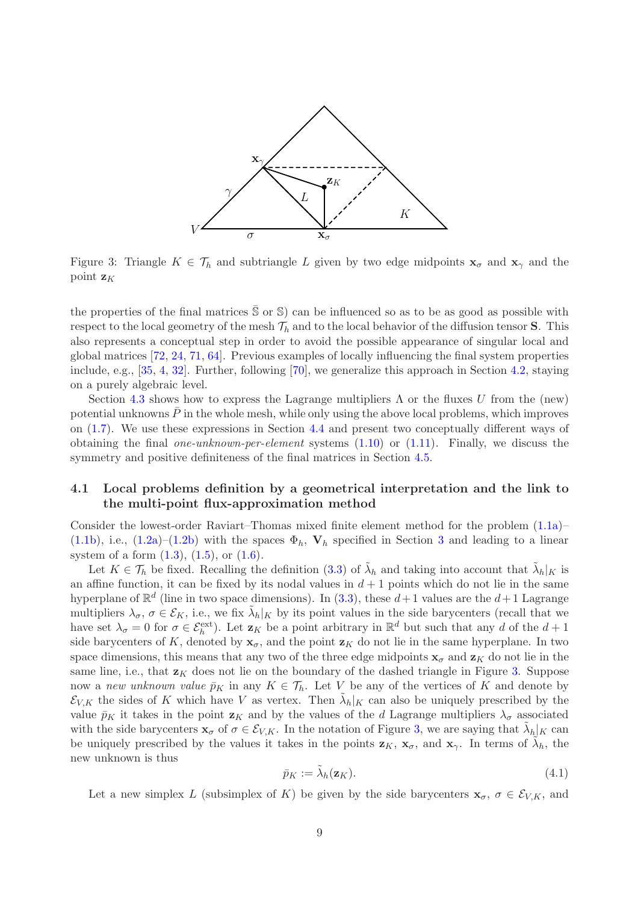Figure 3: Triangle $K \in \mathcal{T}_h$ and subtriangle $L$ given by two edge midpoints $\mathbf{x}_\sigma$ and $\mathbf{x}_\gamma$ and the point $\mathbf{z}_K$

the properties of the final matrices $\bar{\mathbb{S}}$ or $\mathbb{S}$) can be influenced so as to be as good as possible with respect to the local geometry of the mesh $\mathcal{T}_h$ and to the local behavior of the diffusion tensor $\mathbf{S}$. This also represents a conceptual step in order to avoid the possible appearance of singular local and global matrices [72, 24, 71, 64]. Previous examples of locally influencing the final system properties include, e.g., [35, 4, 32]. Further, following [70], we generalize this approach in Section 4.2, staying on a purely algebraic level.

Section 4.3 shows how to express the Lagrange multipliers $\Lambda$ or the fluxes $U$ from the (new) potential unknowns $\bar{P}$ in the whole mesh, while only using the above local problems, which improves on (1.7). We use these expressions in Section 4.4 and present two conceptually different ways of obtaining the final *one-unknown-per-element* systems (1.10) or (1.11). Finally, we discuss the symmetry and positive definiteness of the final matrices in Section 4.5.

### 4.1 Local problems definition by a geometrical interpretation and the link to the multi-point flux-approximation method

Consider the lowest-order Raviart–Thomas mixed finite element method for the problem (1.1a)–(1.1b), i.e., (1.2a)–(1.2b) with the spaces $\Phi_h$, $\mathbf{V}_h$ specified in Section 3 and leading to a linear system of a form (1.3), (1.5), or (1.6).

Let $K \in \mathcal{T}_h$ be fixed. Recalling the definition (3.3) of $\tilde{\lambda}_h$ and taking into account that $\tilde{\lambda}_h|_K$ is an affine function, it can be fixed by its nodal values in $d+1$ points which do not lie in the same hyperplane of $\mathbb{R}^d$ (line in two space dimensions). In (3.3), these $d+1$ values are the $d+1$ Lagrange multipliers $\lambda_\sigma$, $\sigma \in \mathcal{E}_K$, i.e., we fix $\tilde{\lambda}_h|_K$ by its point values in the side barycenters (recall that we have set $\lambda_\sigma = 0$ for $\sigma \in \mathcal{E}_h^{\rm ext}$). Let $\mathbf{z}_K$ be a point arbitrary in $\mathbb{R}^d$ but such that any $d$ of the $d+1$ side barycenters of $K$, denoted by $\mathbf{x}_\sigma$, and the point $\mathbf{z}_K$ do not lie in the same hyperplane. In two space dimensions, this means that any two of the three edge midpoints $\mathbf{x}_\sigma$ and $\mathbf{z}_K$ do not lie in the same line, i.e., that $\mathbf{z}_K$ does not lie on the boundary of the dashed triangle in Figure 3. Suppose now a *new unknown value* $\bar{p}_K$ in any $K \in \mathcal{T}_h$. Let $V$ be any of the vertices of $K$ and denote by $\mathcal{E}_{V,K}$ the sides of $K$ which have $V$ as vertex. Then $\tilde{\lambda}_h|_K$ can also be uniquely prescribed by the value $\bar{p}_K$ it takes in the point $\mathbf{z}_K$ and by the values of the $d$ Lagrange multipliers $\lambda_\sigma$ associated with the side barycenters $\mathbf{x}_\sigma$ of $\sigma \in \mathcal{E}_{V,K}$. In the notation of Figure 3, we are saying that $\tilde{\lambda}_h|_K$ can be uniquely prescribed by the values it takes in the points $\mathbf{z}_K$, $\mathbf{x}_\sigma$, and $\mathbf{x}_\gamma$. In terms of $\tilde{\lambda}_h$, the new unknown is thus

$$\bar{p}_K := \tilde{\lambda}_h(\mathbf{z}_K). \tag{4.1}$$

Let a new simplex $L$ (subsimplex of $K$) be given by the side barycenters $\mathbf{x}_\sigma$, $\sigma \in \mathcal{E}_{V,K}$, and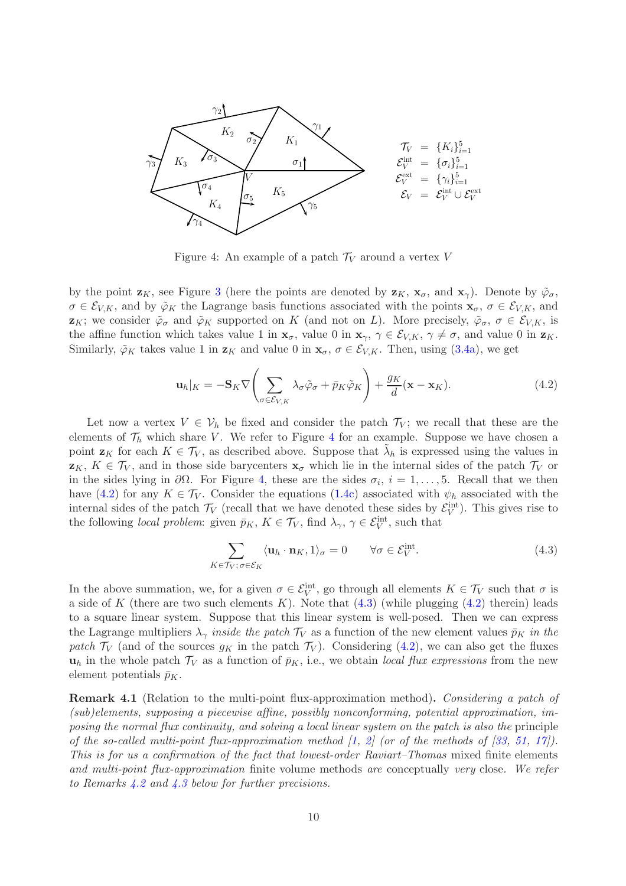$$\mathcal{T}_V = \{K_i\}_{i=1}^5 \quad \mathcal{E}_V^{\rm int} = \{\sigma_i\}_{i=1}^5 \quad \mathcal{E}_V^{\rm ext} = \{\gamma_i\}_{i=1}^5 \quad \mathcal{E}_V = \mathcal{E}_V^{\rm int} \cup \mathcal{E}_V^{\rm ext}$$

Figure 4: An example of a patch $\mathcal{T}_V$ around a vertex $V$

by the point $\mathbf{z}_K$, see Figure 3 (here the points are denoted by $\mathbf{z}_K$, $\mathbf{x}_\sigma$, and $\mathbf{x}_\gamma$). Denote by $\tilde{\varphi}_\sigma$, $\sigma \in \mathcal{E}_{V,K}$, and by $\tilde{\varphi}_K$ the Lagrange basis functions associated with the points $\mathbf{x}_\sigma$, $\sigma \in \mathcal{E}_{V,K}$, and $\mathbf{z}_K$; we consider $\tilde{\varphi}_\sigma$ and $\tilde{\varphi}_K$ supported on $K$ (and not on $L$). More precisely, $\tilde{\varphi}_\sigma$, $\sigma \in \mathcal{E}_{V,K}$, is the affine function which takes value 1 in $\mathbf{x}_\sigma$, value 0 in $\mathbf{x}_\gamma$, $\gamma \in \mathcal{E}_{V,K}$, $\gamma \neq \sigma$, and value 0 in $\mathbf{z}_K$. Similarly, $\tilde{\varphi}_K$ takes value 1 in $\mathbf{z}_K$ and value 0 in $\mathbf{x}_\sigma$, $\sigma \in \mathcal{E}_{V,K}$. Then, using (3.4a), we get

$$\mathbf{u}_h|_K = -\mathbf{S}_K \nabla \left( \sum_{\sigma \in \mathcal{E}_{V,K}} \lambda_\sigma \tilde{\varphi}_\sigma + \bar{p}_K \tilde{\varphi}_K \right) + \frac{g_K}{d}(\mathbf{x} - \mathbf{x}_K). \tag{4.2}$$

Let now a vertex $V \in \mathcal{V}_h$ be fixed and consider the patch $\mathcal{T}_V$; we recall that these are the elements of $\mathcal{T}_h$ which share $V$. We refer to Figure 4 for an example. Suppose we have chosen a point $\mathbf{z}_K$ for each $K \in \mathcal{T}_V$, as described above. Suppose that $\tilde{\lambda}_h$ is expressed using the values in $\mathbf{z}_K$, $K \in \mathcal{T}_V$, and in those side barycenters $\mathbf{x}_\sigma$ which lie in the internal sides of the patch $\mathcal{T}_V$ or in the sides lying in $\partial\Omega$. For Figure 4, these are the sides $\sigma_i$, $i = 1, \ldots, 5$. Recall that we then have (4.2) for any $K \in \mathcal{T}_V$. Consider the equations (1.4c) associated with $\psi_h$ associated with the internal sides of the patch $\mathcal{T}_V$ (recall that we have denoted these sides by $\mathcal{E}_V^{\rm int}$). This gives rise to the following *local problem*: given $\bar{p}_K$, $K \in \mathcal{T}_V$, find $\lambda_\gamma$, $\gamma \in \mathcal{E}_V^{\rm int}$, such that

$$\sum_{K \in \mathcal{T}_V;\, \sigma \in \mathcal{E}_K} \langle \mathbf{u}_h \cdot \mathbf{n}_K, 1 \rangle_\sigma = 0 \qquad \forall \sigma \in \mathcal{E}_V^{\rm int}. \tag{4.3}$$

In the above summation, we, for a given $\sigma \in \mathcal{E}_V^{\rm int}$, go through all elements $K \in \mathcal{T}_V$ such that $\sigma$ is a side of $K$ (there are two such elements $K$). Note that (4.3) (while plugging (4.2) therein) leads to a square linear system. Suppose that this linear system is well-posed. Then we can express the Lagrange multipliers $\lambda_\gamma$ *inside the patch* $\mathcal{T}_V$ as a function of the new element values $\bar{p}_K$ *in the patch* $\mathcal{T}_V$ (and of the sources $g_K$ in the patch $\mathcal{T}_V$). Considering (4.2), we can also get the fluxes $\mathbf{u}_h$ in the whole patch $\mathcal{T}_V$ as a function of $\bar{p}_K$, i.e., we obtain *local flux expressions* from the new element potentials $\bar{p}_K$.

**Remark 4.1** (Relation to the multi-point flux-approximation method)**.** *Considering a patch of (sub)elements, supposing a piecewise affine, possibly nonconforming, potential approximation, imposing the normal flux continuity, and solving a local linear system on the patch is also the* principle *of the so-called multi-point flux-approximation method [1, 2] (or of the methods of [33, 51, 17]). This is for us a confirmation of the fact that lowest-order Raviart–Thomas* mixed finite elements *and multi-point flux-approximation* finite volume methods *are conceptually* very *close. We refer to Remarks 4.2 and 4.3 below for further precisions.*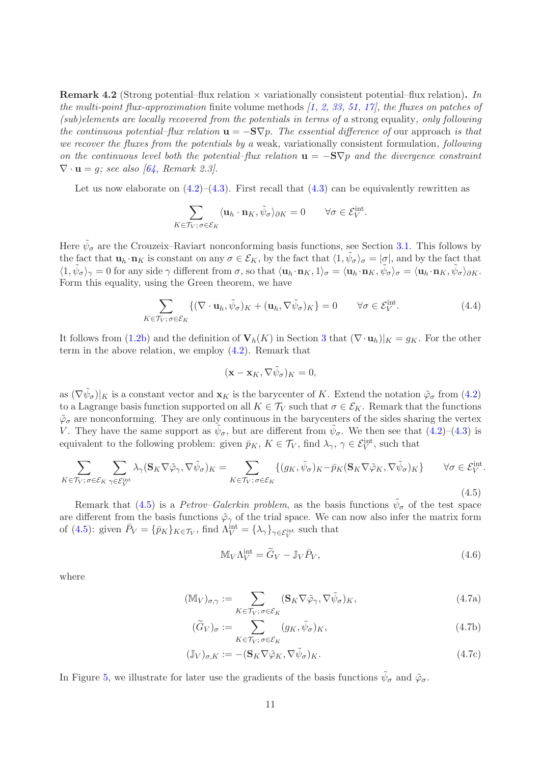**Remark 4.2** (Strong potential–flux relation × variationally consistent potential–flux relation)**.** *In the multi-point flux-approximation* finite volume methods *[1, 2, 33, 51, 17], the fluxes on patches of (sub)elements are locally recovered from the potentials in terms of* a strong equality, *only following the continuous potential–flux relation* $\mathbf{u} = -\mathbf{S}\nabla p$*. The essential difference of* our approach *is that we recover the fluxes from the potentials by* a weak, variationally consistent formulation, *following on the continuous level both the potential–flux relation* $\mathbf{u} = -\mathbf{S}\nabla p$ *and the divergence constraint* $\nabla \cdot \mathbf{u} = g$*; see also [64, Remark 2.3].*

Let us now elaborate on (4.2)–(4.3). First recall that (4.3) can be equivalently rewritten as

$$\sum_{K\in\mathcal{T}_V;\,\sigma\in\mathcal{E}_K} \langle \mathbf{u}_h\cdot\mathbf{n}_K, \tilde{\psi}_\sigma\rangle_{\partial K} = 0 \qquad \forall \sigma\in\mathcal{E}_V^{\mathrm{int}}.$$

Here $\tilde{\psi}_\sigma$ are the Crouzeix–Raviart nonconforming basis functions, see Section 3.1. This follows by the fact that $\mathbf{u}_h\cdot\mathbf{n}_K$ is constant on any $\sigma\in\mathcal{E}_K$, by the fact that $\langle 1, \tilde{\psi}_\sigma\rangle_\sigma = |\sigma|$, and by the fact that $\langle 1, \tilde{\psi}_\sigma\rangle_\gamma = 0$ for any side $\gamma$ different from $\sigma$, so that $\langle \mathbf{u}_h\cdot\mathbf{n}_K, 1\rangle_\sigma = \langle \mathbf{u}_h\cdot\mathbf{n}_K, \tilde{\psi}_\sigma\rangle_\sigma = \langle \mathbf{u}_h\cdot\mathbf{n}_K, \tilde{\psi}_\sigma\rangle_{\partial K}$. Form this equality, using the Green theorem, we have

$$\sum_{K\in\mathcal{T}_V;\,\sigma\in\mathcal{E}_K} \{(\nabla\cdot\mathbf{u}_h, \tilde{\psi}_\sigma)_K + (\mathbf{u}_h, \nabla\tilde{\psi}_\sigma)_K\} = 0 \qquad \forall \sigma\in\mathcal{E}_V^{\mathrm{int}}. \tag{4.4}$$

It follows from (1.2b) and the definition of $\mathbf{V}_h(K)$ in Section 3 that $(\nabla\cdot\mathbf{u}_h)|_K = g_K$. For the other term in the above relation, we employ (4.2). Remark that

$$(\mathbf{x}-\mathbf{x}_K, \nabla\tilde{\psi}_\sigma)_K = 0,$$

as $(\nabla\tilde{\psi}_\sigma)|_K$ is a constant vector and $\mathbf{x}_K$ is the barycenter of $K$. Extend the notation $\tilde{\varphi}_\sigma$ from (4.2) to a Lagrange basis function supported on all $K\in\mathcal{T}_V$ such that $\sigma\in\mathcal{E}_K$. Remark that the functions $\tilde{\varphi}_\sigma$ are nonconforming. They are only continuous in the barycenters of the sides sharing the vertex $V$. They have the same support as $\tilde{\psi}_\sigma$, but are different from $\tilde{\psi}_\sigma$. We then see that (4.2)–(4.3) is equivalent to the following problem: given $\bar{p}_K$, $K\in\mathcal{T}_V$, find $\lambda_\gamma$, $\gamma\in\mathcal{E}_V^{\mathrm{int}}$, such that

$$\sum_{K\in\mathcal{T}_V;\,\sigma\in\mathcal{E}_K}\ \sum_{\gamma\in\mathcal{E}_V^{\mathrm{int}}} \lambda_\gamma(\mathbf{S}_K\nabla\tilde{\varphi}_\gamma, \nabla\tilde{\psi}_\sigma)_K = \sum_{K\in\mathcal{T}_V;\,\sigma\in\mathcal{E}_K} \{(g_K, \tilde{\psi}_\sigma)_K - \bar{p}_K(\mathbf{S}_K\nabla\tilde{\varphi}_K, \nabla\tilde{\psi}_\sigma)_K\} \qquad \forall\sigma\in\mathcal{E}_V^{\mathrm{int}}. \tag{4.5}$$

Remark that (4.5) is a *Petrov–Galerkin problem*, as the basis functions $\tilde{\psi}_\sigma$ of the test space are different from the basis functions $\tilde{\varphi}_\gamma$ of the trial space. We can now also infer the matrix form of (4.5): given $\bar{P}_V = \{\bar{p}_K\}_{K\in\mathcal{T}_V}$, find $\Lambda_V^{\mathrm{int}} = \{\lambda_\gamma\}_{\gamma\in\mathcal{E}_V^{\mathrm{int}}}$ such that

$$\mathbb{M}_V\Lambda_V^{\mathrm{int}} = \widetilde{G}_V - \mathbb{J}_V\bar{P}_V, \tag{4.6}$$

where

$$(\mathbb{M}_V)_{\sigma,\gamma} := \sum_{K\in\mathcal{T}_V;\,\sigma\in\mathcal{E}_K} (\mathbf{S}_K\nabla\tilde{\varphi}_\gamma, \nabla\tilde{\psi}_\sigma)_K, \tag{4.7a}$$

$$(\widetilde{G}_V)_\sigma := \sum_{K\in\mathcal{T}_V;\,\sigma\in\mathcal{E}_K} (g_K, \tilde{\psi}_\sigma)_K, \tag{4.7b}$$

$$(\mathbb{J}_V)_{\sigma,K} := -(\mathbf{S}_K\nabla\tilde{\varphi}_K, \nabla\tilde{\psi}_\sigma)_K. \tag{4.7c}$$

In Figure 5, we illustrate for later use the gradients of the basis functions $\tilde{\psi}_\sigma$ and $\tilde{\varphi}_\sigma$.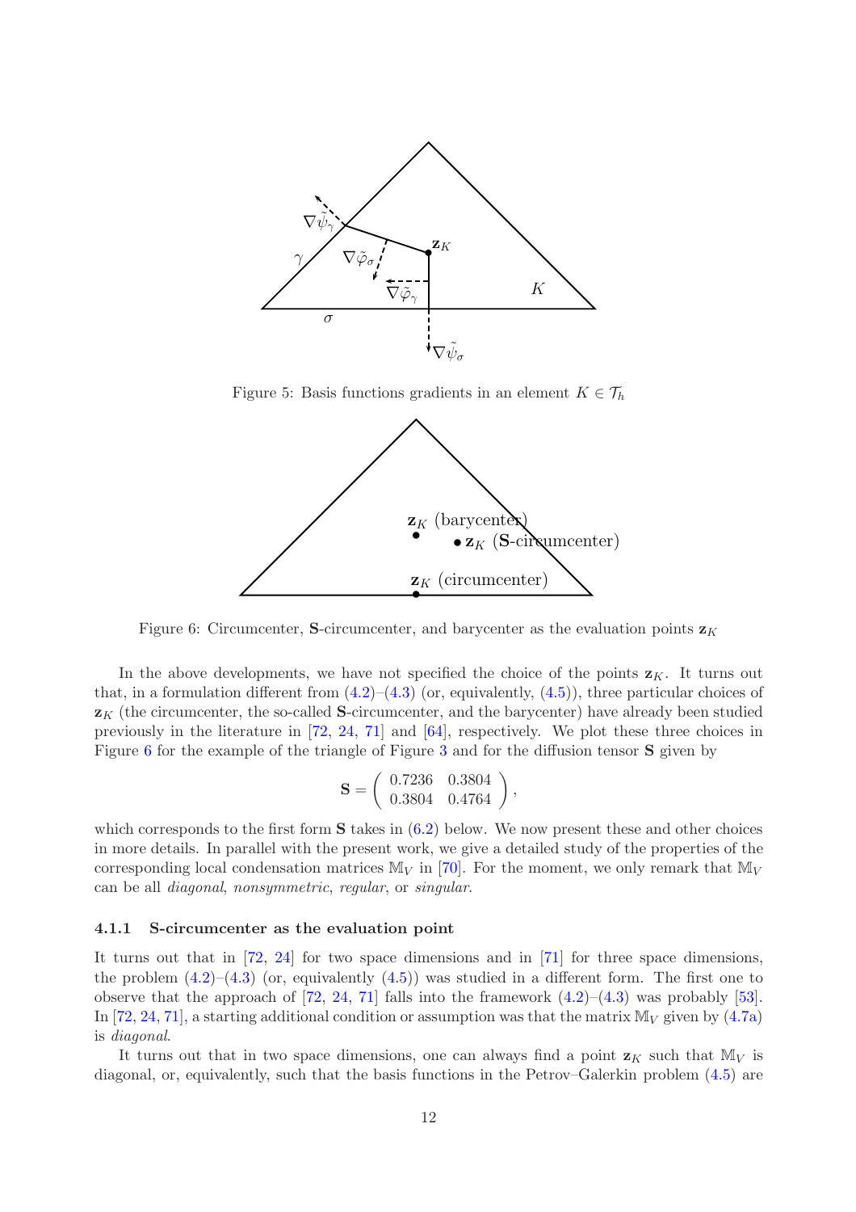Figure 5: Basis functions gradients in an element $K \in \mathcal{T}_h$

Figure 6: Circumcenter, $\mathbf{S}$-circumcenter, and barycenter as the evaluation points $\mathbf{z}_K$

In the above developments, we have not specified the choice of the points $\mathbf{z}_K$. It turns out that, in a formulation different from (4.2)–(4.3) (or, equivalently, (4.5)), three particular choices of $\mathbf{z}_K$ (the circumcenter, the so-called $\mathbf{S}$-circumcenter, and the barycenter) have already been studied previously in the literature in [72, 24, 71] and [64], respectively. We plot these three choices in Figure 6 for the example of the triangle of Figure 3 and for the diffusion tensor $\mathbf{S}$ given by

$$\mathbf{S} = \begin{pmatrix} 0.7236 & 0.3804 \\ 0.3804 & 0.4764 \end{pmatrix},$$

which corresponds to the first form $\mathbf{S}$ takes in (6.2) below. We now present these and other choices in more details. In parallel with the present work, we give a detailed study of the properties of the corresponding local condensation matrices $\mathbb{M}_V$ in [70]. For the moment, we only remark that $\mathbb{M}_V$ can be all *diagonal*, *nonsymmetric*, *regular*, or *singular*.

#### 4.1.1 S-circumcenter as the evaluation point

It turns out that in [72, 24] for two space dimensions and in [71] for three space dimensions, the problem (4.2)–(4.3) (or, equivalently (4.5)) was studied in a different form. The first one to observe that the approach of [72, 24, 71] falls into the framework (4.2)–(4.3) was probably [53]. In [72, 24, 71], a starting additional condition or assumption was that the matrix $\mathbb{M}_V$ given by (4.7a) is *diagonal*.

It turns out that in two space dimensions, one can always find a point $\mathbf{z}_K$ such that $\mathbb{M}_V$ is diagonal, or, equivalently, such that the basis functions in the Petrov–Galerkin problem (4.5) are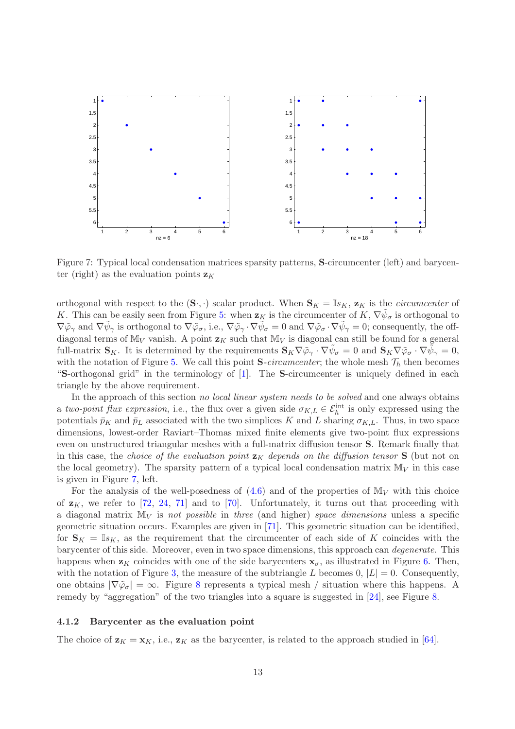Figure 7: Typical local condensation matrices sparsity patterns, **S**-circumcenter (left) and barycenter (right) as the evaluation points $\mathbf{z}_K$

orthogonal with respect to the $(\mathbf{S}\cdot,\cdot)$ scalar product. When $\mathbf{S}_K = \mathbb{I}s_K$, $\mathbf{z}_K$ is the *circumcenter* of $K$. This can be easily seen from Figure 5: when $\mathbf{z}_K$ is the circumcenter of $K$, $\nabla\tilde{\psi}_\sigma$ is orthogonal to $\nabla\tilde{\varphi}_\gamma$ and $\nabla\tilde{\psi}_\gamma$ is orthogonal to $\nabla\tilde{\varphi}_\sigma$, i.e., $\nabla\tilde{\varphi}_\gamma \cdot \nabla\tilde{\psi}_\sigma = 0$ and $\nabla\tilde{\varphi}_\sigma \cdot \nabla\tilde{\psi}_\gamma = 0$; consequently, the off-diagonal terms of $\mathbb{M}_V$ vanish. A point $\mathbf{z}_K$ such that $\mathbb{M}_V$ is diagonal can still be found for a general full-matrix $\mathbf{S}_K$. It is determined by the requirements $\mathbf{S}_K\nabla\tilde{\varphi}_\gamma \cdot \nabla\tilde{\psi}_\sigma = 0$ and $\mathbf{S}_K\nabla\tilde{\varphi}_\sigma \cdot \nabla\tilde{\psi}_\gamma = 0$, with the notation of Figure 5. We call this point **S**-*circumcenter*; the whole mesh $\mathcal{T}_h$ then becomes "**S**-orthogonal grid" in the terminology of [1]. The **S**-circumcenter is uniquely defined in each triangle by the above requirement.

In the approach of this section *no local linear system needs to be solved* and one always obtains a *two-point flux expression*, i.e., the flux over a given side $\sigma_{K,L} \in \mathcal{E}_h^{\mathrm{int}}$ is only expressed using the potentials $\bar{p}_K$ and $\bar{p}_L$ associated with the two simplices $K$ and $L$ sharing $\sigma_{K,L}$. Thus, in two space dimensions, lowest-order Raviart–Thomas mixed finite elements give two-point flux expressions even on unstructured triangular meshes with a full-matrix diffusion tensor **S**. Remark finally that in this case, the *choice of the evaluation point* $\mathbf{z}_K$ *depends on the diffusion tensor* **S** (but not on the local geometry). The sparsity pattern of a typical local condensation matrix $\mathbb{M}_V$ in this case is given in Figure 7, left.

For the analysis of the well-posedness of (4.6) and of the properties of $\mathbb{M}_V$ with this choice of $\mathbf{z}_K$, we refer to [72, 24, 71] and to [70]. Unfortunately, it turns out that proceeding with a diagonal matrix $\mathbb{M}_V$ is *not possible* in *three* (and higher) *space dimensions* unless a specific geometric situation occurs. Examples are given in [71]. This geometric situation can be identified, for $\mathbf{S}_K = \mathbb{I}s_K$, as the requirement that the circumcenter of each side of $K$ coincides with the barycenter of this side. Moreover, even in two space dimensions, this approach can *degenerate*. This happens when $\mathbf{z}_K$ coincides with one of the side barycenters $\mathbf{x}_\sigma$, as illustrated in Figure 6. Then, with the notation of Figure 3, the measure of the subtriangle $L$ becomes 0, $|L| = 0$. Consequently, one obtains $|\nabla\tilde{\varphi}_\sigma| = \infty$. Figure 8 represents a typical mesh / situation where this happens. A remedy by "aggregation" of the two triangles into a square is suggested in [24], see Figure 8.

#### 4.1.2 Barycenter as the evaluation point

The choice of $\mathbf{z}_K = \mathbf{x}_K$, i.e., $\mathbf{z}_K$ as the barycenter, is related to the approach studied in [64].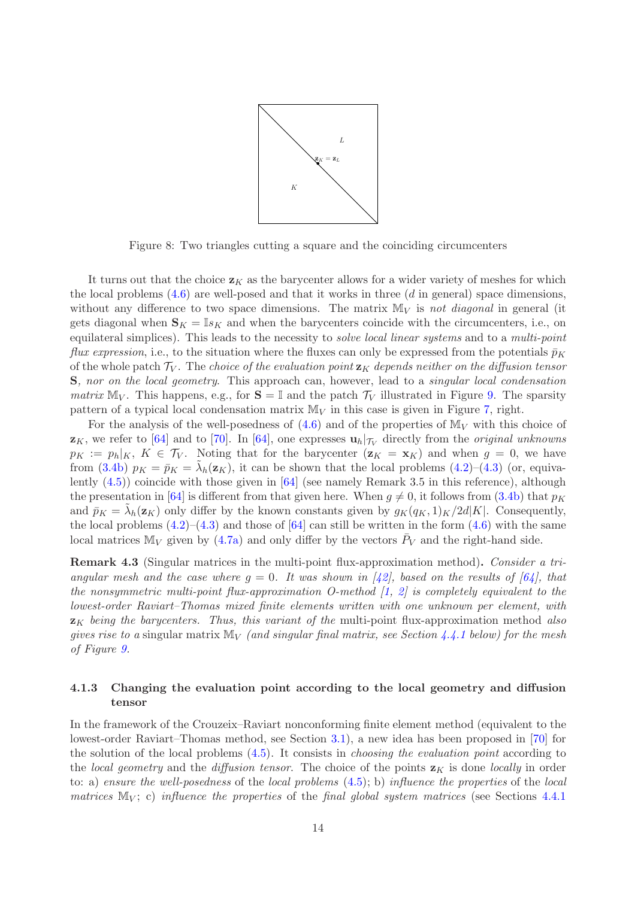Figure 8: Two triangles cutting a square and the coinciding circumcenters

It turns out that the choice $\mathbf{z}_K$ as the barycenter allows for a wider variety of meshes for which the local problems (4.6) are well-posed and that it works in three ($d$ in general) space dimensions, without any difference to two space dimensions. The matrix $\mathbb{M}_V$ is *not diagonal* in general (it gets diagonal when $\mathbf{S}_K = \mathbb{I}s_K$ and when the barycenters coincide with the circumcenters, i.e., on equilateral simplices). This leads to the necessity to *solve local linear systems* and to a *multi-point flux expression*, i.e., to the situation where the fluxes can only be expressed from the potentials $\bar{p}_K$ of the whole patch $\mathcal{T}_V$. The *choice of the evaluation point* $\mathbf{z}_K$ *depends neither on the diffusion tensor* $\mathbf{S}$*, nor on the local geometry*. This approach can, however, lead to a *singular local condensation matrix* $\mathbb{M}_V$. This happens, e.g., for $\mathbf{S} = \mathbb{I}$ and the patch $\mathcal{T}_V$ illustrated in Figure 9. The sparsity pattern of a typical local condensation matrix $\mathbb{M}_V$ in this case is given in Figure 7, right.

For the analysis of the well-posedness of (4.6) and of the properties of $\mathbb{M}_V$ with this choice of $\mathbf{z}_K$, we refer to [64] and to [70]. In [64], one expresses $\mathbf{u}_h|_{\mathcal{T}_V}$ directly from the *original unknowns* $p_K := p_h|_K$, $K \in \mathcal{T}_V$. Noting that for the barycenter ($\mathbf{z}_K = \mathbf{x}_K$) and when $g = 0$, we have from (3.4b) $p_K = \bar{p}_K = \tilde{\lambda}_h(\mathbf{z}_K)$, it can be shown that the local problems (4.2)–(4.3) (or, equivalently (4.5)) coincide with those given in [64] (see namely Remark 3.5 in this reference), although the presentation in [64] is different from that given here. When $g \neq 0$, it follows from (3.4b) that $p_K$ and $\bar{p}_K = \tilde{\lambda}_h(\mathbf{z}_K)$ only differ by the known constants given by $g_K(q_K, 1)_K/2d|K|$. Consequently, the local problems (4.2)–(4.3) and those of [64] can still be written in the form (4.6) with the same local matrices $\mathbb{M}_V$ given by (4.7a) and only differ by the vectors $\bar{P}_V$ and the right-hand side.

**Remark 4.3** (Singular matrices in the multi-point flux-approximation method)**.** *Consider a triangular mesh and the case where $g = 0$. It was shown in [42], based on the results of [64], that the nonsymmetric multi-point flux-approximation O-method [1, 2] is completely equivalent to the lowest-order Raviart–Thomas mixed finite elements written with one unknown per element, with $\mathbf{z}_K$ being the barycenters. Thus, this variant of the* multi-point flux-approximation method *also gives rise to a* singular matrix $\mathbb{M}_V$ *(and singular final matrix, see Section 4.4.1 below) for the mesh of Figure 9.*

### 4.1.3 Changing the evaluation point according to the local geometry and diffusion tensor

In the framework of the Crouzeix–Raviart nonconforming finite element method (equivalent to the lowest-order Raviart–Thomas method, see Section 3.1), a new idea has been proposed in [70] for the solution of the local problems (4.5). It consists in *choosing the evaluation point* according to the *local geometry* and the *diffusion tensor*. The choice of the points $\mathbf{z}_K$ is done *locally* in order to: a) *ensure the well-posedness* of the *local problems* (4.5); b) *influence the properties* of the *local matrices* $\mathbb{M}_V$; c) *influence the properties* of the *final global system matrices* (see Sections 4.4.1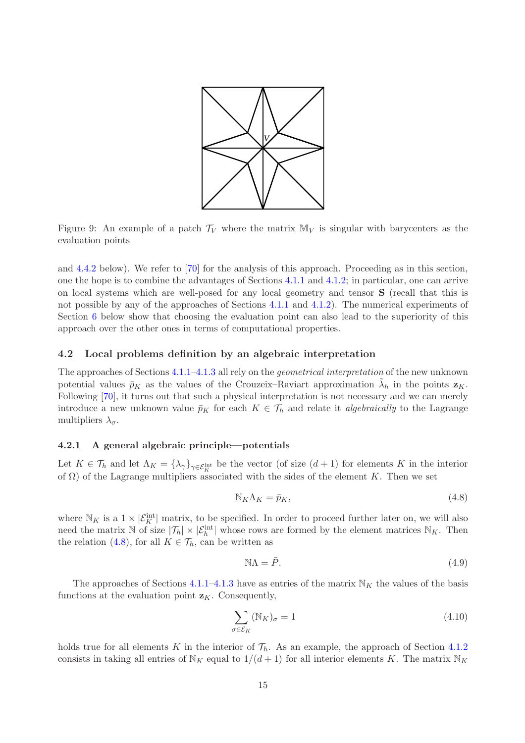Figure 9: An example of a patch $\mathcal{T}_V$ where the matrix $\mathbb{M}_V$ is singular with barycenters as the evaluation points

and 4.4.2 below). We refer to [70] for the analysis of this approach. Proceeding as in this section, one the hope is to combine the advantages of Sections 4.1.1 and 4.1.2; in particular, one can arrive on local systems which are well-posed for any local geometry and tensor $\mathbf{S}$ (recall that this is not possible by any of the approaches of Sections 4.1.1 and 4.1.2). The numerical experiments of Section 6 below show that choosing the evaluation point can also lead to the superiority of this approach over the other ones in terms of computational properties.

## 4.2 Local problems definition by an algebraic interpretation

The approaches of Sections 4.1.1–4.1.3 all rely on the *geometrical interpretation* of the new unknown potential values $\bar{p}_K$ as the values of the Crouzeix–Raviart approximation $\tilde{\lambda}_h$ in the points $\mathbf{z}_K$. Following [70], it turns out that such a physical interpretation is not necessary and we can merely introduce a new unknown value $\bar{p}_K$ for each $K \in \mathcal{T}_h$ and relate it *algebraically* to the Lagrange multipliers $\lambda_\sigma$.

### 4.2.1 A general algebraic principle—potentials

Let $K \in \mathcal{T}_h$ and let $\Lambda_K = \{\lambda_\gamma\}_{\gamma \in \mathcal{E}_K^{\rm int}}$ be the vector (of size $(d+1)$ for elements $K$ in the interior of $\Omega$) of the Lagrange multipliers associated with the sides of the element $K$. Then we set

$$\mathbb{N}_K \Lambda_K = \bar{p}_K, \tag{4.8}$$

where $\mathbb{N}_K$ is a $1 \times |\mathcal{E}_K^{\rm int}|$ matrix, to be specified. In order to proceed further later on, we will also need the matrix $\mathbb{N}$ of size $|\mathcal{T}_h| \times |\mathcal{E}_h^{\rm int}|$ whose rows are formed by the element matrices $\mathbb{N}_K$. Then the relation (4.8), for all $K \in \mathcal{T}_h$, can be written as

$$\mathbb{N}\Lambda = \bar{P}. \tag{4.9}$$

The approaches of Sections 4.1.1–4.1.3 have as entries of the matrix $\mathbb{N}_K$ the values of the basis functions at the evaluation point $\mathbf{z}_K$. Consequently,

$$\sum_{\sigma \in \mathcal{E}_K} (\mathbb{N}_K)_\sigma = 1 \tag{4.10}$$

holds true for all elements $K$ in the interior of $\mathcal{T}_h$. As an example, the approach of Section 4.1.2 consists in taking all entries of $\mathbb{N}_K$ equal to $1/(d+1)$ for all interior elements $K$. The matrix $\mathbb{N}_K$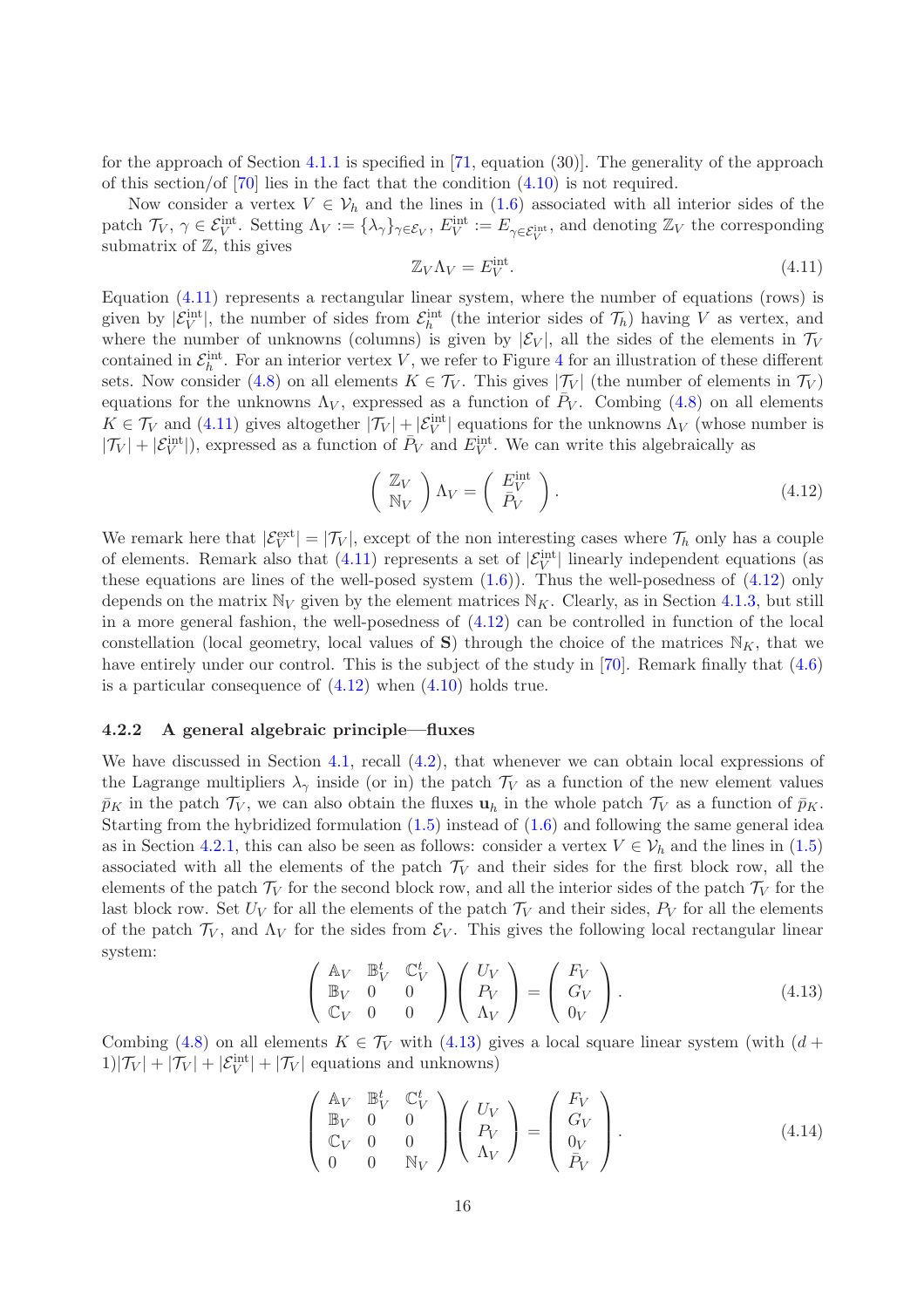for the approach of Section 4.1.1 is specified in [71, equation (30)]. The generality of the approach of this section/of [70] lies in the fact that the condition (4.10) is not required.

Now consider a vertex $V \in \mathcal{V}_h$ and the lines in (1.6) associated with all interior sides of the patch $\mathcal{T}_V$, $\gamma \in \mathcal{E}_V^{\rm int}$. Setting $\Lambda_V := \{\lambda_\gamma\}_{\gamma \in \mathcal{E}_V}$, $E_V^{\rm int} := E_{\gamma \in \mathcal{E}_V^{\rm int}}$, and denoting $\mathbb{Z}_V$ the corresponding submatrix of $\mathbb{Z}$, this gives

$$
\mathbb{Z}_V \Lambda_V = E_V^{\rm int}. \tag{4.11}
$$

Equation (4.11) represents a rectangular linear system, where the number of equations (rows) is given by $|\mathcal{E}_V^{\rm int}|$, the number of sides from $\mathcal{E}_h^{\rm int}$ (the interior sides of $\mathcal{T}_h$) having $V$ as vertex, and where the number of unknowns (columns) is given by $|\mathcal{E}_V|$, all the sides of the elements in $\mathcal{T}_V$ contained in $\mathcal{E}_h^{\rm int}$. For an interior vertex $V$, we refer to Figure 4 for an illustration of these different sets. Now consider (4.8) on all elements $K \in \mathcal{T}_V$. This gives $|\mathcal{T}_V|$ (the number of elements in $\mathcal{T}_V$) equations for the unknowns $\Lambda_V$, expressed as a function of $\bar{P}_V$. Combing (4.8) on all elements $K \in \mathcal{T}_V$ and (4.11) gives altogether $|\mathcal{T}_V| + |\mathcal{E}_V^{\rm int}|$ equations for the unknowns $\Lambda_V$ (whose number is $|\mathcal{T}_V| + |\mathcal{E}_V^{\rm int}|$), expressed as a function of $\bar{P}_V$ and $E_V^{\rm int}$. We can write this algebraically as

$$
\begin{pmatrix} \mathbb{Z}_V \\ \mathbb{N}_V \end{pmatrix} \Lambda_V = \begin{pmatrix} E_V^{\rm int} \\ \bar{P}_V \end{pmatrix}. \tag{4.12}
$$

We remark here that $|\mathcal{E}_V^{\rm ext}| = |\mathcal{T}_V|$, except of the non interesting cases where $\mathcal{T}_h$ only has a couple of elements. Remark also that (4.11) represents a set of $|\mathcal{E}_V^{\rm int}|$ linearly independent equations (as these equations are lines of the well-posed system (1.6)). Thus the well-posedness of (4.12) only depends on the matrix $\mathbb{N}_V$ given by the element matrices $\mathbb{N}_K$. Clearly, as in Section 4.1.3, but still in a more general fashion, the well-posedness of (4.12) can be controlled in function of the local constellation (local geometry, local values of $\mathbf{S}$) through the choice of the matrices $\mathbb{N}_K$, that we have entirely under our control. This is the subject of the study in [70]. Remark finally that (4.6) is a particular consequence of (4.12) when (4.10) holds true.

### 4.2.2 A general algebraic principle—fluxes

We have discussed in Section 4.1, recall (4.2), that whenever we can obtain local expressions of the Lagrange multipliers $\lambda_\gamma$ inside (or in) the patch $\mathcal{T}_V$ as a function of the new element values $\bar{p}_K$ in the patch $\mathcal{T}_V$, we can also obtain the fluxes $\mathbf{u}_h$ in the whole patch $\mathcal{T}_V$ as a function of $\bar{p}_K$. Starting from the hybridized formulation (1.5) instead of (1.6) and following the same general idea as in Section 4.2.1, this can also be seen as follows: consider a vertex $V \in \mathcal{V}_h$ and the lines in (1.5) associated with all the elements of the patch $\mathcal{T}_V$ and their sides for the first block row, all the elements of the patch $\mathcal{T}_V$ for the second block row, and all the interior sides of the patch $\mathcal{T}_V$ for the last block row. Set $U_V$ for all the elements of the patch $\mathcal{T}_V$ and their sides, $P_V$ for all the elements of the patch $\mathcal{T}_V$, and $\Lambda_V$ for the sides from $\mathcal{E}_V$. This gives the following local rectangular linear system:

$$
\begin{pmatrix} \mathbb{A}_V & \mathbb{B}_V^t & \mathbb{C}_V^t \\ \mathbb{B}_V & 0 & 0 \\ \mathbb{C}_V & 0 & 0 \end{pmatrix} \begin{pmatrix} U_V \\ P_V \\ \Lambda_V \end{pmatrix} = \begin{pmatrix} F_V \\ G_V \\ 0_V \end{pmatrix}. \tag{4.13}
$$

Combing (4.8) on all elements $K \in \mathcal{T}_V$ with (4.13) gives a local square linear system (with $(d+1)|\mathcal{T}_V| + |\mathcal{T}_V| + |\mathcal{E}_V^{\rm int}| + |\mathcal{T}_V|$ equations and unknowns)

$$
\begin{pmatrix} \mathbb{A}_V & \mathbb{B}_V^t & \mathbb{C}_V^t \\ \mathbb{B}_V & 0 & 0 \\ \mathbb{C}_V & 0 & 0 \\ 0 & 0 & \mathbb{N}_V \end{pmatrix} \begin{pmatrix} U_V \\ P_V \\ \Lambda_V \end{pmatrix} = \begin{pmatrix} F_V \\ G_V \\ 0_V \\ \bar{P}_V \end{pmatrix}. \tag{4.14}
$$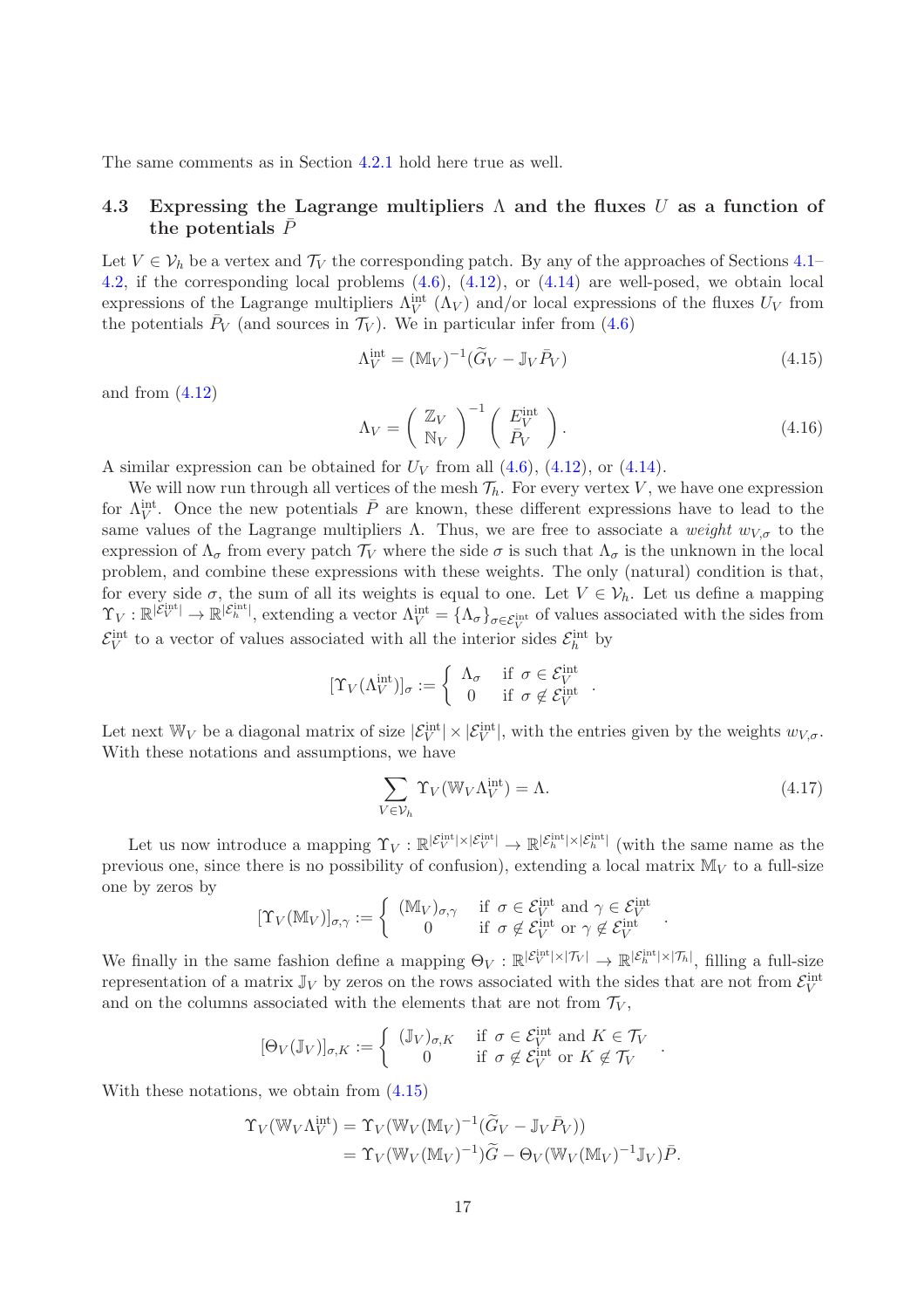The same comments as in Section 4.2.1 hold here true as well.

### 4.3 Expressing the Lagrange multipliers $\Lambda$ and the fluxes $U$ as a function of the potentials $\bar{P}$

Let $V \in \mathcal{V}_h$ be a vertex and $\mathcal{T}_V$ the corresponding patch. By any of the approaches of Sections 4.1–4.2, if the corresponding local problems (4.6), (4.12), or (4.14) are well-posed, we obtain local expressions of the Lagrange multipliers $\Lambda_V^{\text{int}}$ ($\Lambda_V$) and/or local expressions of the fluxes $U_V$ from the potentials $\bar{P}_V$ (and sources in $\mathcal{T}_V$). We in particular infer from (4.6)

$$\Lambda_V^{\text{int}} = (\mathbb{M}_V)^{-1}(\widetilde{G}_V - \mathbb{J}_V \bar{P}_V) \tag{4.15}$$

and from (4.12)

$$\Lambda_V = \left( \begin{array}{c} \mathbb{Z}_V \\ \mathbb{N}_V \end{array} \right)^{-1} \left( \begin{array}{c} E_V^{\text{int}} \\ \bar{P}_V \end{array} \right). \tag{4.16}$$

A similar expression can be obtained for $U_V$ from all (4.6), (4.12), or (4.14).

We will now run through all vertices of the mesh $\mathcal{T}_h$. For every vertex $V$, we have one expression for $\Lambda_V^{\text{int}}$. Once the new potentials $\bar{P}$ are known, these different expressions have to lead to the same values of the Lagrange multipliers $\Lambda$. Thus, we are free to associate a *weight* $w_{V,\sigma}$ to the expression of $\Lambda_\sigma$ from every patch $\mathcal{T}_V$ where the side $\sigma$ is such that $\Lambda_\sigma$ is the unknown in the local problem, and combine these expressions with these weights. The only (natural) condition is that, for every side $\sigma$, the sum of all its weights is equal to one. Let $V \in \mathcal{V}_h$. Let us define a mapping $\Upsilon_V : \mathbb{R}^{|\mathcal{E}_V^{\text{int}}|} \to \mathbb{R}^{|\mathcal{E}_h^{\text{int}}|}$, extending a vector $\Lambda_V^{\text{int}} = \{\Lambda_\sigma\}_{\sigma \in \mathcal{E}_V^{\text{int}}}$ of values associated with the sides from $\mathcal{E}_V^{\text{int}}$ to a vector of values associated with all the interior sides $\mathcal{E}_h^{\text{int}}$ by

$$[\Upsilon_V(\Lambda_V^{\text{int}})]_\sigma := \left\{ \begin{array}{ll} \Lambda_\sigma & \text{if } \sigma \in \mathcal{E}_V^{\text{int}} \\ 0 & \text{if } \sigma \notin \mathcal{E}_V^{\text{int}} \end{array} \right. .$$

Let next $\mathbb{W}_V$ be a diagonal matrix of size $|\mathcal{E}_V^{\text{int}}| \times |\mathcal{E}_V^{\text{int}}|$, with the entries given by the weights $w_{V,\sigma}$. With these notations and assumptions, we have

$$\sum_{V \in \mathcal{V}_h} \Upsilon_V(\mathbb{W}_V \Lambda_V^{\text{int}}) = \Lambda. \tag{4.17}$$

Let us now introduce a mapping $\Upsilon_V : \mathbb{R}^{|\mathcal{E}_V^{\text{int}}| \times |\mathcal{E}_V^{\text{int}}|} \to \mathbb{R}^{|\mathcal{E}_h^{\text{int}}| \times |\mathcal{E}_h^{\text{int}}|}$ (with the same name as the previous one, since there is no possibility of confusion), extending a local matrix $\mathbb{M}_V$ to a full-size one by zeros by

$$[\Upsilon_V(\mathbb{M}_V)]_{\sigma,\gamma} := \left\{ \begin{array}{ll} (\mathbb{M}_V)_{\sigma,\gamma} & \text{if } \sigma \in \mathcal{E}_V^{\text{int}} \text{ and } \gamma \in \mathcal{E}_V^{\text{int}} \\ 0 & \text{if } \sigma \notin \mathcal{E}_V^{\text{int}} \text{ or } \gamma \notin \mathcal{E}_V^{\text{int}} \end{array} \right. .$$

We finally in the same fashion define a mapping $\Theta_V : \mathbb{R}^{|\mathcal{E}_V^{\text{int}}| \times |\mathcal{T}_V|} \to \mathbb{R}^{|\mathcal{E}_h^{\text{int}}| \times |\mathcal{T}_h|}$, filling a full-size representation of a matrix $\mathbb{J}_V$ by zeros on the rows associated with the sides that are not from $\mathcal{E}_V^{\text{int}}$ and on the columns associated with the elements that are not from $\mathcal{T}_V$,

$$[\Theta_V(\mathbb{J}_V)]_{\sigma,K} := \left\{ \begin{array}{ll} (\mathbb{J}_V)_{\sigma,K} & \text{if } \sigma \in \mathcal{E}_V^{\text{int}} \text{ and } K \in \mathcal{T}_V \\ 0 & \text{if } \sigma \notin \mathcal{E}_V^{\text{int}} \text{ or } K \notin \mathcal{T}_V \end{array} \right. .$$

With these notations, we obtain from (4.15)

$$\begin{aligned} \Upsilon_V(\mathbb{W}_V \Lambda_V^{\text{int}}) &= \Upsilon_V(\mathbb{W}_V(\mathbb{M}_V)^{-1}(\widetilde{G}_V - \mathbb{J}_V \bar{P}_V)) \\ &= \Upsilon_V(\mathbb{W}_V(\mathbb{M}_V)^{-1})\widetilde{G} - \Theta_V(\mathbb{W}_V(\mathbb{M}_V)^{-1}\mathbb{J}_V)\bar{P}. \end{aligned}$$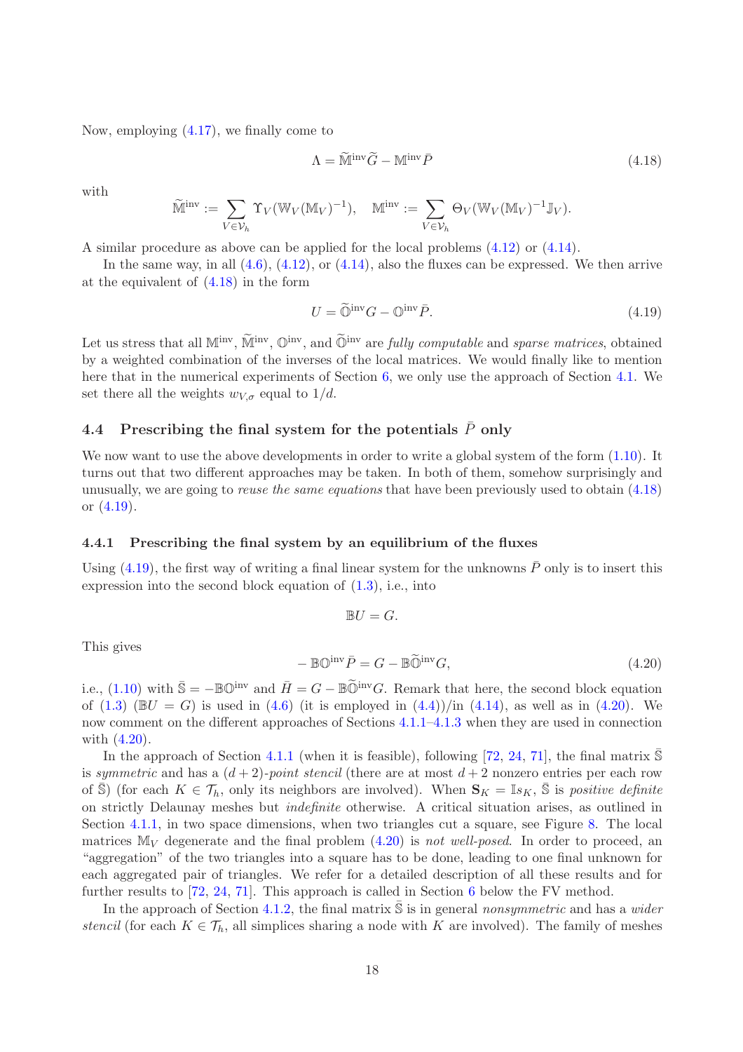Now, employing (4.17), we finally come to

$$\Lambda = \widetilde{\mathbb{M}}^{\mathrm{inv}} \widetilde{G} - \mathbb{M}^{\mathrm{inv}} \bar{P} \tag{4.18}$$

with

$$\widetilde{\mathbb{M}}^{\mathrm{inv}} := \sum_{V \in \mathcal{V}_h} \Upsilon_V (\mathbb{W}_V (\mathbb{M}_V)^{-1}), \quad \mathbb{M}^{\mathrm{inv}} := \sum_{V \in \mathcal{V}_h} \Theta_V (\mathbb{W}_V (\mathbb{M}_V)^{-1} \mathbb{J}_V).$$

A similar procedure as above can be applied for the local problems (4.12) or (4.14).

In the same way, in all (4.6), (4.12), or (4.14), also the fluxes can be expressed. We then arrive at the equivalent of (4.18) in the form

$$U = \widetilde{\mathbb{O}}^{\mathrm{inv}} G - \mathbb{O}^{\mathrm{inv}} \bar{P}. \tag{4.19}$$

Let us stress that all $\mathbb{M}^{\mathrm{inv}}$, $\widetilde{\mathbb{M}}^{\mathrm{inv}}$, $\mathbb{O}^{\mathrm{inv}}$, and $\widetilde{\mathbb{O}}^{\mathrm{inv}}$ are *fully computable* and *sparse matrices*, obtained by a weighted combination of the inverses of the local matrices. We would finally like to mention here that in the numerical experiments of Section 6, we only use the approach of Section 4.1. We set there all the weights $w_{V,\sigma}$ equal to $1/d$.

## 4.4 Prescribing the final system for the potentials $\bar{P}$ only

We now want to use the above developments in order to write a global system of the form (1.10). It turns out that two different approaches may be taken. In both of them, somehow surprisingly and unusually, we are going to *reuse the same equations* that have been previously used to obtain (4.18) or (4.19).

### 4.4.1 Prescribing the final system by an equilibrium of the fluxes

Using (4.19), the first way of writing a final linear system for the unknowns $\bar{P}$ only is to insert this expression into the second block equation of (1.3), i.e., into

$$\mathbb{B}U = G.$$

This gives

$$-\mathbb{B}\mathbb{O}^{\mathrm{inv}} \bar{P} = G - \mathbb{B}\widetilde{\mathbb{O}}^{\mathrm{inv}} G, \tag{4.20}$$

i.e., (1.10) with $\bar{\mathbb{S}} = -\mathbb{B}\mathbb{O}^{\mathrm{inv}}$ and $\bar{H} = G - \mathbb{B}\widetilde{\mathbb{O}}^{\mathrm{inv}} G$. Remark that here, the second block equation of (1.3) ($\mathbb{B}U = G$) is used in (4.6) (it is employed in (4.4))/in (4.14), as well as in (4.20). We now comment on the different approaches of Sections 4.1.1–4.1.3 when they are used in connection with (4.20).

In the approach of Section 4.1.1 (when it is feasible), following [72, 24, 71], the final matrix $\bar{\mathbb{S}}$ is *symmetric* and has a $(d+2)$*-point stencil* (there are at most $d+2$ nonzero entries per each row of $\bar{\mathbb{S}}$) (for each $K \in \mathcal{T}_h$, only its neighbors are involved). When $\mathbf{S}_K = \mathbb{I} s_K$, $\bar{\mathbb{S}}$ is *positive definite* on strictly Delaunay meshes but *indefinite* otherwise. A critical situation arises, as outlined in Section 4.1.1, in two space dimensions, when two triangles cut a square, see Figure 8. The local matrices $\mathbb{M}_V$ degenerate and the final problem (4.20) is *not well-posed*. In order to proceed, an "aggregation" of the two triangles into a square has to be done, leading to one final unknown for each aggregated pair of triangles. We refer for a detailed description of all these results and for further results to [72, 24, 71]. This approach is called in Section 6 below the FV method.

In the approach of Section 4.1.2, the final matrix $\bar{\mathbb{S}}$ is in general *nonsymmetric* and has a *wider stencil* (for each $K \in \mathcal{T}_h$, all simplices sharing a node with $K$ are involved). The family of meshes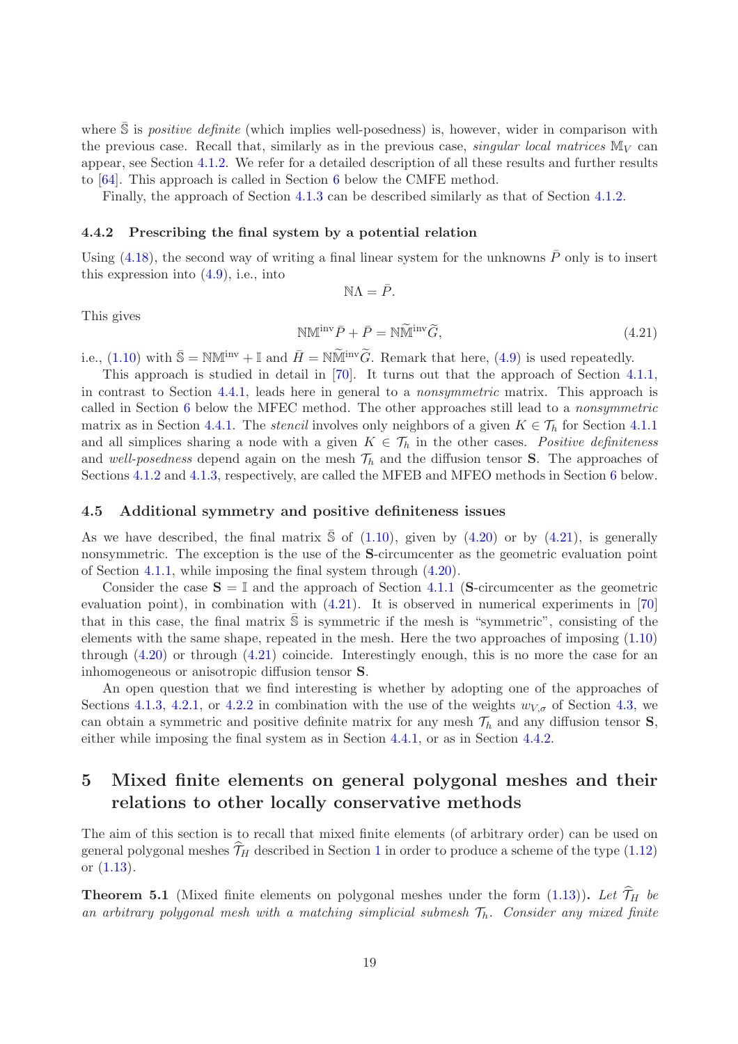where $\bar{\mathbb{S}}$ is *positive definite* (which implies well-posedness) is, however, wider in comparison with the previous case. Recall that, similarly as in the previous case, *singular local matrices* $\mathbb{M}_V$ can appear, see Section 4.1.2. We refer for a detailed description of all these results and further results to [64]. This approach is called in Section 6 below the CMFE method.

Finally, the approach of Section 4.1.3 can be described similarly as that of Section 4.1.2.

### 4.4.2 Prescribing the final system by a potential relation

Using (4.18), the second way of writing a final linear system for the unknowns $\bar{P}$ only is to insert this expression into (4.9), i.e., into

$$\mathbb{N}\Lambda = \bar{P}.$$

This gives

$$\mathbb{N}\mathbb{M}^{\text{inv}}\bar{P} + \bar{P} = \mathbb{N}\widetilde{\mathbb{M}}^{\text{inv}}\widetilde{G}, \tag{4.21}$$

i.e., (1.10) with $\bar{\mathbb{S}} = \mathbb{N}\mathbb{M}^{\text{inv}} + \mathbb{I}$ and $\bar{H} = \mathbb{N}\widetilde{\mathbb{M}}^{\text{inv}}\widetilde{G}$. Remark that here, (4.9) is used repeatedly.

This approach is studied in detail in [70]. It turns out that the approach of Section 4.1.1, in contrast to Section 4.4.1, leads here in general to a *nonsymmetric* matrix. This approach is called in Section 6 below the MFEC method. The other approaches still lead to a *nonsymmetric* matrix as in Section 4.4.1. The *stencil* involves only neighbors of a given $K \in \mathcal{T}_h$ for Section 4.1.1 and all simplices sharing a node with a given $K \in \mathcal{T}_h$ in the other cases. *Positive definiteness* and *well-posedness* depend again on the mesh $\mathcal{T}_h$ and the diffusion tensor $\mathbf{S}$. The approaches of Sections 4.1.2 and 4.1.3, respectively, are called the MFEB and MFEO methods in Section 6 below.

## 4.5 Additional symmetry and positive definiteness issues

As we have described, the final matrix $\bar{\mathbb{S}}$ of (1.10), given by (4.20) or by (4.21), is generally nonsymmetric. The exception is the use of the $\mathbf{S}$-circumcenter as the geometric evaluation point of Section 4.1.1, while imposing the final system through (4.20).

Consider the case $\mathbf{S} = \mathbb{I}$ and the approach of Section 4.1.1 ($\mathbf{S}$-circumcenter as the geometric evaluation point), in combination with (4.21). It is observed in numerical experiments in [70] that in this case, the final matrix $\bar{\mathbb{S}}$ is symmetric if the mesh is "symmetric", consisting of the elements with the same shape, repeated in the mesh. Here the two approaches of imposing (1.10) through (4.20) or through (4.21) coincide. Interestingly enough, this is no more the case for an inhomogeneous or anisotropic diffusion tensor $\mathbf{S}$.

An open question that we find interesting is whether by adopting one of the approaches of Sections 4.1.3, 4.2.1, or 4.2.2 in combination with the use of the weights $w_{V,\sigma}$ of Section 4.3, we can obtain a symmetric and positive definite matrix for any mesh $\mathcal{T}_h$ and any diffusion tensor $\mathbf{S}$, either while imposing the final system as in Section 4.4.1, or as in Section 4.4.2.

# 5 Mixed finite elements on general polygonal meshes and their relations to other locally conservative methods

The aim of this section is to recall that mixed finite elements (of arbitrary order) can be used on general polygonal meshes $\widehat{\mathcal{T}}_H$ described in Section 1 in order to produce a scheme of the type (1.12) or (1.13).

**Theorem 5.1** (Mixed finite elements on polygonal meshes under the form (1.13))**.** *Let $\widehat{\mathcal{T}}_H$ be an arbitrary polygonal mesh with a matching simplicial submesh $\mathcal{T}_h$. Consider any mixed finite*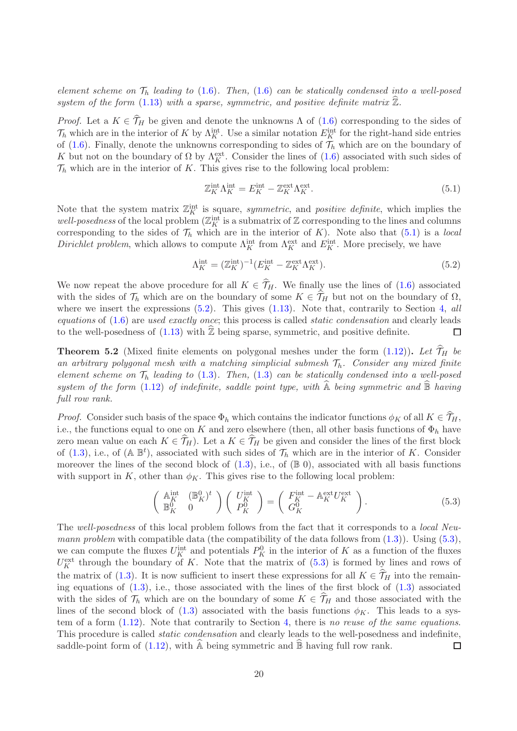*element scheme on $\mathcal{T}_h$ leading to (1.6). Then, (1.6) can be statically condensed into a well-posed system of the form (1.13) with a sparse, symmetric, and positive definite matrix $\widehat{\mathbb{Z}}$.*

*Proof.* Let a $K \in \widehat{\mathcal{T}}_H$ be given and denote the unknowns $\Lambda$ of (1.6) corresponding to the sides of $\mathcal{T}_h$ which are in the interior of $K$ by $\Lambda_K^{\rm int}$. Use a similar notation $E_K^{\rm int}$ for the right-hand side entries of (1.6). Finally, denote the unknowns corresponding to sides of $\mathcal{T}_h$ which are on the boundary of $K$ but not on the boundary of $\Omega$ by $\Lambda_K^{\rm ext}$. Consider the lines of (1.6) associated with such sides of $\mathcal{T}_h$ which are in the interior of $K$. This gives rise to the following local problem:

$$\mathbb{Z}_K^{\rm int} \Lambda_K^{\rm int} = E_K^{\rm int} - \mathbb{Z}_K^{\rm ext} \Lambda_K^{\rm ext}. \tag{5.1}$$

Note that the system matrix $\mathbb{Z}_K^{\rm int}$ is square, *symmetric*, and *positive definite*, which implies the *well-posedness* of the local problem ($\mathbb{Z}_K^{\rm int}$ is a submatrix of $\mathbb{Z}$ corresponding to the lines and columns corresponding to the sides of $\mathcal{T}_h$ which are in the interior of $K$). Note also that (5.1) is a *local Dirichlet problem*, which allows to compute $\Lambda_K^{\rm int}$ from $\Lambda_K^{\rm ext}$ and $E_K^{\rm int}$. More precisely, we have

$$\Lambda_K^{\rm int} = (\mathbb{Z}_K^{\rm int})^{-1} (E_K^{\rm int} - \mathbb{Z}_K^{\rm ext} \Lambda_K^{\rm ext}). \tag{5.2}$$

We now repeat the above procedure for all $K \in \widehat{\mathcal{T}}_H$. We finally use the lines of (1.6) associated with the sides of $\mathcal{T}_h$ which are on the boundary of some $K \in \widehat{\mathcal{T}}_H$ but not on the boundary of $\Omega$, where we insert the expressions (5.2). This gives (1.13). Note that, contrarily to Section 4, *all equations* of (1.6) are *used exactly once*; this process is called *static condensation* and clearly leads to the well-posedness of (1.13) with $\widehat{\mathbb{Z}}$ being sparse, symmetric, and positive definite. ◻

**Theorem 5.2** (Mixed finite elements on polygonal meshes under the form (1.12))**.** *Let $\widehat{\mathcal{T}}_H$ be an arbitrary polygonal mesh with a matching simplicial submesh $\mathcal{T}_h$. Consider any mixed finite element scheme on $\mathcal{T}_h$ leading to (1.3). Then, (1.3) can be statically condensed into a well-posed system of the form (1.12) of indefinite, saddle point type, with $\widehat{\mathbb{A}}$ being symmetric and $\widehat{\mathbb{B}}$ having full row rank.*

*Proof.* Consider such basis of the space $\Phi_h$ which contains the indicator functions $\phi_K$ of all $K \in \widehat{\mathcal{T}}_H$, i.e., the functions equal to one on $K$ and zero elsewhere (then, all other basis functions of $\Phi_h$ have zero mean value on each $K \in \widehat{\mathcal{T}}_H$). Let a $K \in \widehat{\mathcal{T}}_H$ be given and consider the lines of the first block of (1.3), i.e., of ($\mathbb{A}$ $\mathbb{B}^t$), associated with such sides of $\mathcal{T}_h$ which are in the interior of $K$. Consider moreover the lines of the second block of (1.3), i.e., of ($\mathbb{B}$ 0), associated with all basis functions with support in $K$, other than $\phi_K$. This gives rise to the following local problem:

$$\begin{pmatrix} \mathbb{A}_K^{\rm int} & (\mathbb{B}_K^0)^t \\ \mathbb{B}_K^0 & 0 \end{pmatrix} \begin{pmatrix} U_K^{\rm int} \\ P_K^0 \end{pmatrix} = \begin{pmatrix} F_K^{\rm int} - \mathbb{A}_K^{\rm ext} U_K^{\rm ext} \\ G_K^0 \end{pmatrix}. \tag{5.3}$$

The *well-posedness* of this local problem follows from the fact that it corresponds to a *local Neumann problem* with compatible data (the compatibility of the data follows from (1.3)). Using (5.3), we can compute the fluxes $U_K^{\rm int}$ and potentials $P_K^0$ in the interior of $K$ as a function of the fluxes $U_K^{\rm ext}$ through the boundary of $K$. Note that the matrix of (5.3) is formed by lines and rows of the matrix of (1.3). It is now sufficient to insert these expressions for all $K \in \widehat{\mathcal{T}}_H$ into the remaining equations of (1.3), i.e., those associated with the lines of the first block of (1.3) associated with the sides of $\mathcal{T}_h$ which are on the boundary of some $K \in \widehat{\mathcal{T}}_H$ and those associated with the lines of the second block of (1.3) associated with the basis functions $\phi_K$. This leads to a system of a form (1.12). Note that contrarily to Section 4, there is *no reuse of the same equations*. This procedure is called *static condensation* and clearly leads to the well-posedness and indefinite, saddle-point form of (1.12), with $\widehat{\mathbb{A}}$ being symmetric and $\widehat{\mathbb{B}}$ having full row rank. ◻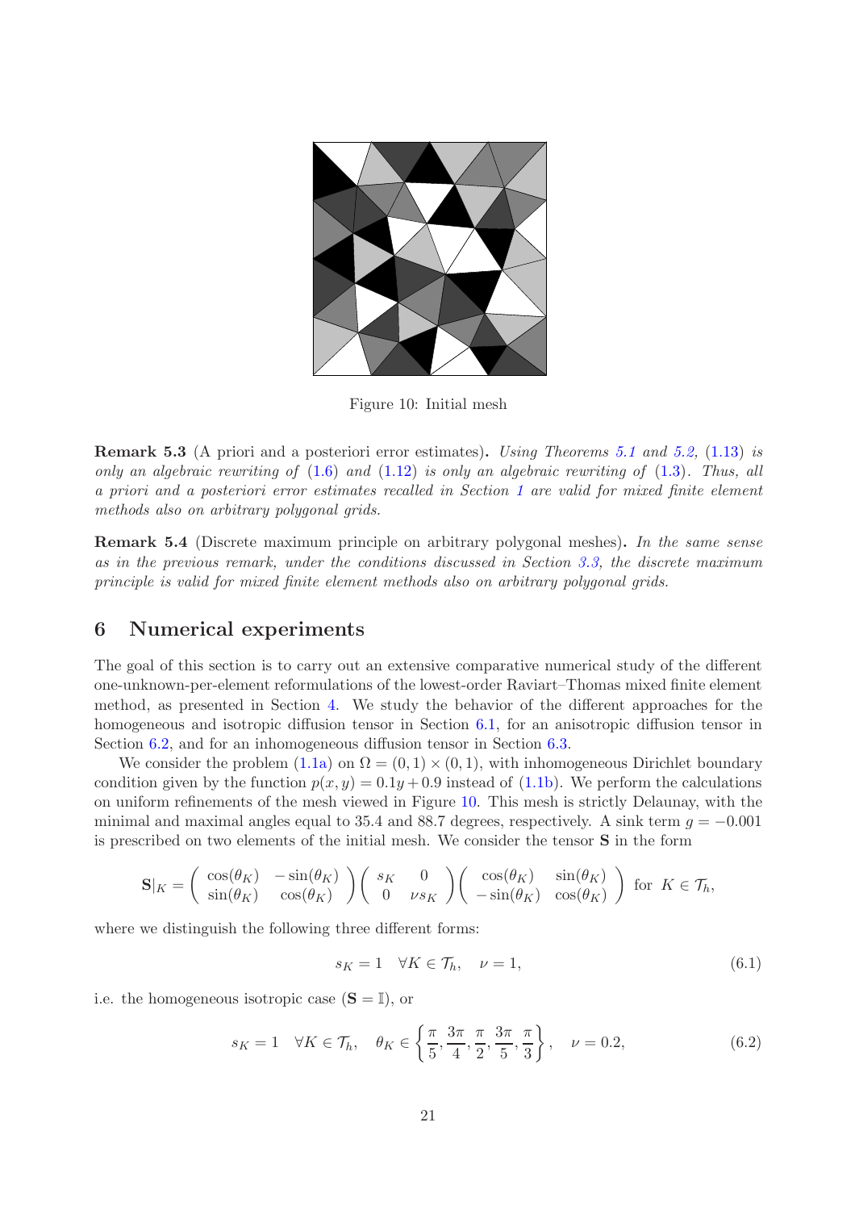Figure 10: Initial mesh

**Remark 5.3** (A priori and a posteriori error estimates)**.** *Using Theorems 5.1 and 5.2, (1.13) is only an algebraic rewriting of (1.6) and (1.12) is only an algebraic rewriting of (1.3). Thus, all a priori and a posteriori error estimates recalled in Section 1 are valid for mixed finite element methods also on arbitrary polygonal grids.*

**Remark 5.4** (Discrete maximum principle on arbitrary polygonal meshes)**.** *In the same sense as in the previous remark, under the conditions discussed in Section 3.3, the discrete maximum principle is valid for mixed finite element methods also on arbitrary polygonal grids.*

## 6 Numerical experiments

The goal of this section is to carry out an extensive comparative numerical study of the different one-unknown-per-element reformulations of the lowest-order Raviart–Thomas mixed finite element method, as presented in Section 4. We study the behavior of the different approaches for the homogeneous and isotropic diffusion tensor in Section 6.1, for an anisotropic diffusion tensor in Section 6.2, and for an inhomogeneous diffusion tensor in Section 6.3.

We consider the problem (1.1a) on $\Omega = (0,1) \times (0,1)$, with inhomogeneous Dirichlet boundary condition given by the function $p(x,y) = 0.1y + 0.9$ instead of (1.1b). We perform the calculations on uniform refinements of the mesh viewed in Figure 10. This mesh is strictly Delaunay, with the minimal and maximal angles equal to 35.4 and 88.7 degrees, respectively. A sink term $g = -0.001$ is prescribed on two elements of the initial mesh. We consider the tensor $\mathbf{S}$ in the form

$$\mathbf{S}|_K = \begin{pmatrix} \cos(\theta_K) & -\sin(\theta_K) \\ \sin(\theta_K) & \cos(\theta_K) \end{pmatrix} \begin{pmatrix} s_K & 0 \\ 0 & \nu s_K \end{pmatrix} \begin{pmatrix} \cos(\theta_K) & \sin(\theta_K) \\ -\sin(\theta_K) & \cos(\theta_K) \end{pmatrix} \text{ for } K \in \mathcal{T}_h,$$

where we distinguish the following three different forms:

$$s_K = 1 \quad \forall K \in \mathcal{T}_h, \quad \nu = 1, \tag{6.1}$$

i.e. the homogeneous isotropic case ($\mathbf{S} = \mathbb{I}$), or

$$s_K = 1 \quad \forall K \in \mathcal{T}_h, \quad \theta_K \in \left\{ \frac{\pi}{5}, \frac{3\pi}{4}, \frac{\pi}{2}, \frac{3\pi}{5}, \frac{\pi}{3} \right\}, \quad \nu = 0.2, \tag{6.2}$$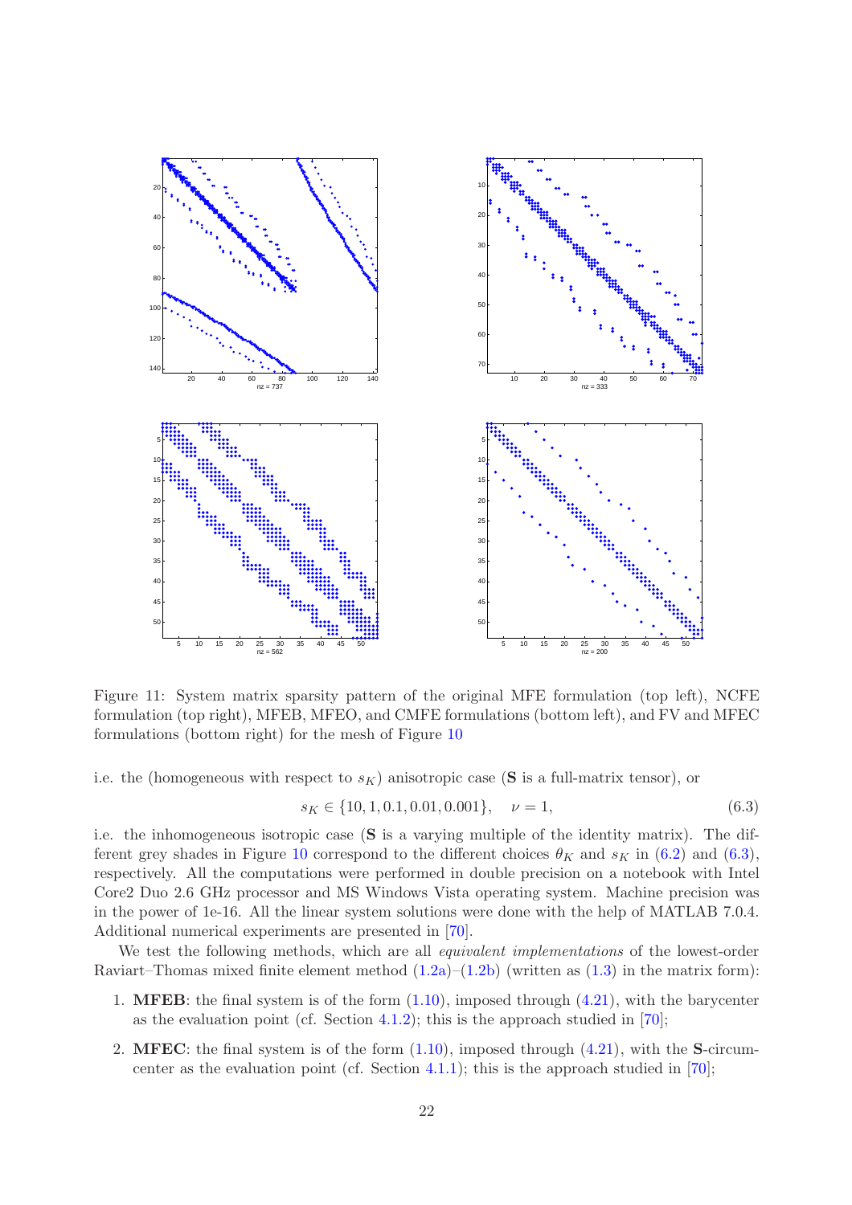Figure 11: System matrix sparsity pattern of the original MFE formulation (top left), NCFE formulation (top right), MFEB, MFEO, and CMFE formulations (bottom left), and FV and MFEC formulations (bottom right) for the mesh of Figure 10

i.e. the (homogeneous with respect to $s_K$) anisotropic case ($\mathbf{S}$ is a full-matrix tensor), or

$$s_K \in \{10, 1, 0.1, 0.01, 0.001\}, \quad \nu = 1, \tag{6.3}$$

i.e. the inhomogeneous isotropic case ($\mathbf{S}$ is a varying multiple of the identity matrix). The different grey shades in Figure 10 correspond to the different choices $\theta_K$ and $s_K$ in (6.2) and (6.3), respectively. All the computations were performed in double precision on a notebook with Intel Core2 Duo 2.6 GHz processor and MS Windows Vista operating system. Machine precision was in the power of 1e-16. All the linear system solutions were done with the help of MATLAB 7.0.4. Additional numerical experiments are presented in [70].

We test the following methods, which are all *equivalent implementations* of the lowest-order Raviart–Thomas mixed finite element method (1.2a)–(1.2b) (written as (1.3) in the matrix form):

1. **MFEB**: the final system is of the form (1.10), imposed through (4.21), with the barycenter as the evaluation point (cf. Section 4.1.2); this is the approach studied in [70];
2. **MFEC**: the final system is of the form (1.10), imposed through (4.21), with the $\mathbf{S}$-circumcenter as the evaluation point (cf. Section 4.1.1); this is the approach studied in [70];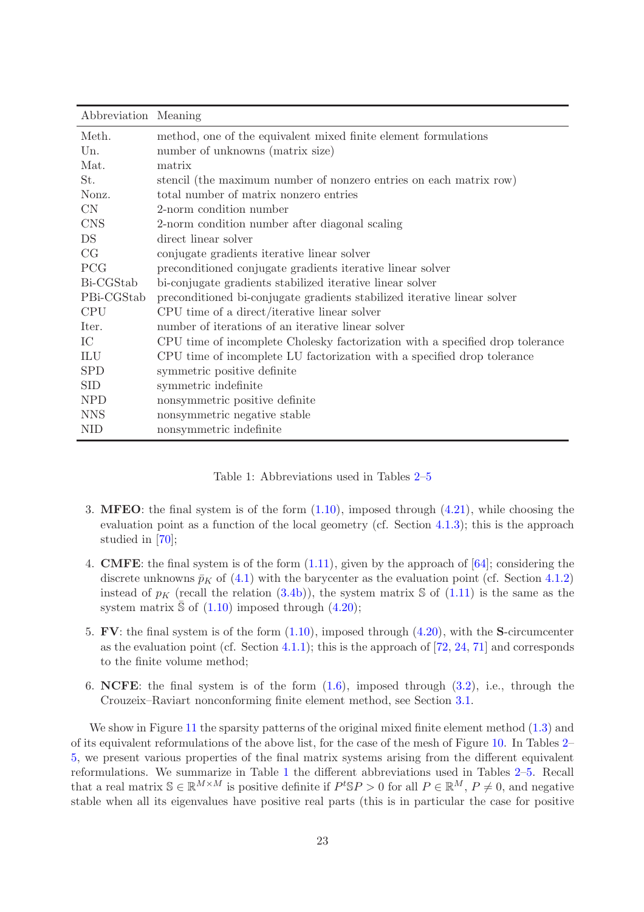| Abbreviation | Meaning |
|---|---|
| Meth. | method, one of the equivalent mixed finite element formulations |
| Un. | number of unknowns (matrix size) |
| Mat. | matrix |
| St. | stencil (the maximum number of nonzero entries on each matrix row) |
| Nonz. | total number of matrix nonzero entries |
| CN | 2-norm condition number |
| CNS | 2-norm condition number after diagonal scaling |
| DS | direct linear solver |
| CG | conjugate gradients iterative linear solver |
| PCG | preconditioned conjugate gradients iterative linear solver |
| Bi-CGStab | bi-conjugate gradients stabilized iterative linear solver |
| PBi-CGStab | preconditioned bi-conjugate gradients stabilized iterative linear solver |
| CPU | CPU time of a direct/iterative linear solver |
| Iter. | number of iterations of an iterative linear solver |
| IC | CPU time of incomplete Cholesky factorization with a specified drop tolerance |
| ILU | CPU time of incomplete LU factorization with a specified drop tolerance |
| SPD | symmetric positive definite |
| SID | symmetric indefinite |
| NPD | nonsymmetric positive definite |
| NNS | nonsymmetric negative stable |
| NID | nonsymmetric indefinite |

Table 1: Abbreviations used in Tables 2–5

3. **MFEO**: the final system is of the form (1.10), imposed through (4.21), while choosing the evaluation point as a function of the local geometry (cf. Section 4.1.3); this is the approach studied in [70];
4. **CMFE**: the final system is of the form (1.11), given by the approach of [64]; considering the discrete unknowns $\bar{p}_K$ of (4.1) with the barycenter as the evaluation point (cf. Section 4.1.2) instead of $p_K$ (recall the relation (3.4b)), the system matrix $\mathbb{S}$ of (1.11) is the same as the system matrix $\bar{\mathbb{S}}$ of (1.10) imposed through (4.20);
5. **FV**: the final system is of the form (1.10), imposed through (4.20), with the **S**-circumcenter as the evaluation point (cf. Section 4.1.1); this is the approach of [72, 24, 71] and corresponds to the finite volume method;
6. **NCFE**: the final system is of the form (1.6), imposed through (3.2), i.e., through the Crouzeix–Raviart nonconforming finite element method, see Section 3.1.

We show in Figure 11 the sparsity patterns of the original mixed finite element method (1.3) and of its equivalent reformulations of the above list, for the case of the mesh of Figure 10. In Tables 2–5, we present various properties of the final matrix systems arising from the different equivalent reformulations. We summarize in Table 1 the different abbreviations used in Tables 2–5. Recall that a real matrix $\mathbb{S} \in \mathbb{R}^{M \times M}$ is positive definite if $P^t \mathbb{S} P > 0$ for all $P \in \mathbb{R}^M$, $P \neq 0$, and negative stable when all its eigenvalues have positive real parts (this is in particular the case for positive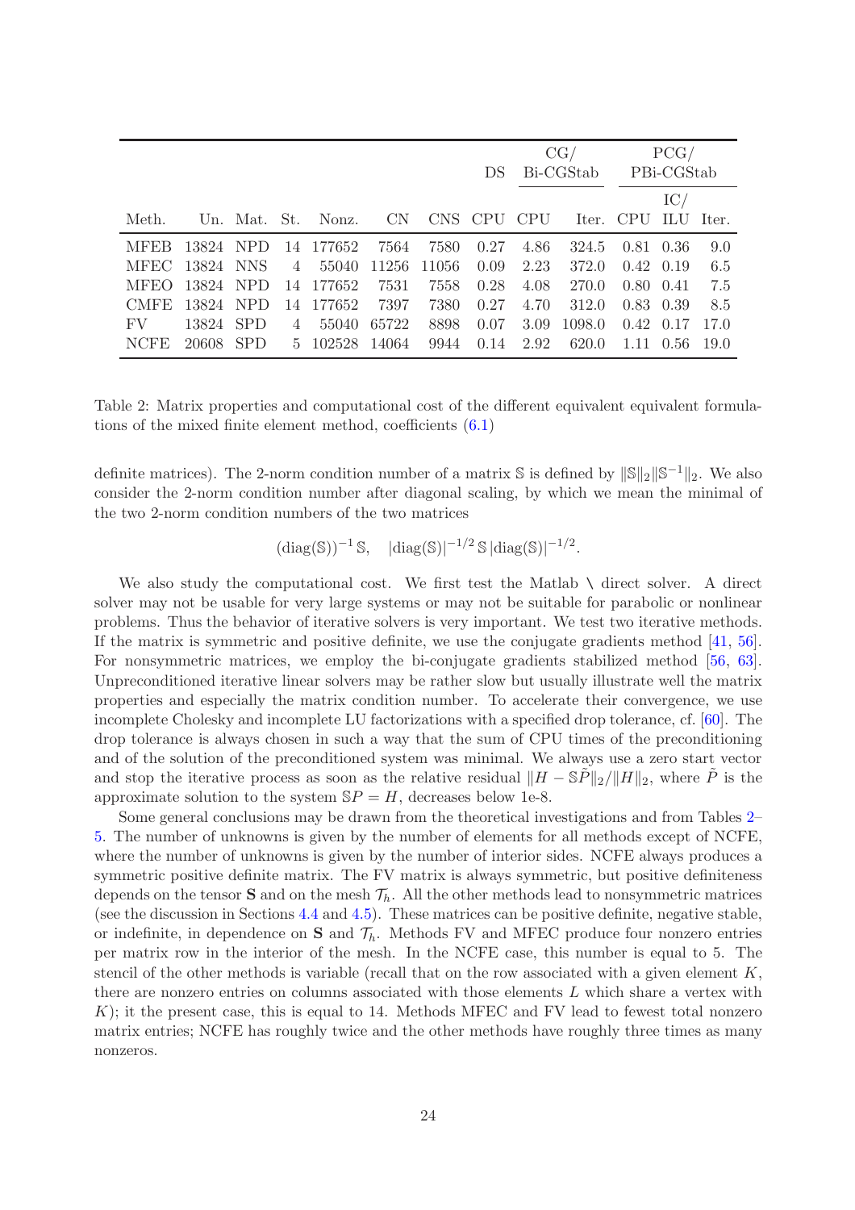| | | | | | | | DS | CG/ Bi-CGStab | | PCG/ PBi-CGStab | | |
|---|---|---|---|---|---|---|---|---|---|---|---|---|
| | | | | | | | | | | | IC/ | |
| Meth. | Un. | Mat. | St. | Nonz. | CN | CNS | CPU | CPU | Iter. | CPU | ILU | Iter. |
| MFEB | 13824 | NPD | 14 | 177652 | 7564 | 7580 | 0.27 | 4.86 | 324.5 | 0.81 | 0.36 | 9.0 |
| MFEC | 13824 | NNS | 4 | 55040 | 11256 | 11056 | 0.09 | 2.23 | 372.0 | 0.42 | 0.19 | 6.5 |
| MFEO | 13824 | NPD | 14 | 177652 | 7531 | 7558 | 0.28 | 4.08 | 270.0 | 0.80 | 0.41 | 7.5 |
| CMFE | 13824 | NPD | 14 | 177652 | 7397 | 7380 | 0.27 | 4.70 | 312.0 | 0.83 | 0.39 | 8.5 |
| FV | 13824 | SPD | 4 | 55040 | 65722 | 8898 | 0.07 | 3.09 | 1098.0 | 0.42 | 0.17 | 17.0 |
| NCFE | 20608 | SPD | 5 | 102528 | 14064 | 9944 | 0.14 | 2.92 | 620.0 | 1.11 | 0.56 | 19.0 |

Table 2: Matrix properties and computational cost of the different equivalent equivalent formulations of the mixed finite element method, coefficients (6.1)

definite matrices). The 2-norm condition number of a matrix $\mathbb{S}$ is defined by $\|\mathbb{S}\|_2\|\mathbb{S}^{-1}\|_2$. We also consider the 2-norm condition number after diagonal scaling, by which we mean the minimal of the two 2-norm condition numbers of the two matrices

$$(\mathrm{diag}(\mathbb{S}))^{-1}\,\mathbb{S}, \quad |\mathrm{diag}(\mathbb{S})|^{-1/2}\,\mathbb{S}\,|\mathrm{diag}(\mathbb{S})|^{-1/2}.$$

We also study the computational cost. We first test the Matlab \ direct solver. A direct solver may not be usable for very large systems or may not be suitable for parabolic or nonlinear problems. Thus the behavior of iterative solvers is very important. We test two iterative methods. If the matrix is symmetric and positive definite, we use the conjugate gradients method [41, 56]. For nonsymmetric matrices, we employ the bi-conjugate gradients stabilized method [56, 63]. Unpreconditioned iterative linear solvers may be rather slow but usually illustrate well the matrix properties and especially the matrix condition number. To accelerate their convergence, we use incomplete Cholesky and incomplete LU factorizations with a specified drop tolerance, cf. [60]. The drop tolerance is always chosen in such a way that the sum of CPU times of the preconditioning and of the solution of the preconditioned system was minimal. We always use a zero start vector and stop the iterative process as soon as the relative residual $\|H - \mathbb{S}\tilde{P}\|_2/\|H\|_2$, where $\tilde{P}$ is the approximate solution to the system $\mathbb{S}P = H$, decreases below 1e-8.

Some general conclusions may be drawn from the theoretical investigations and from Tables 2–5. The number of unknowns is given by the number of elements for all methods except of NCFE, where the number of unknowns is given by the number of interior sides. NCFE always produces a symmetric positive definite matrix. The FV matrix is always symmetric, but positive definiteness depends on the tensor $\mathbf{S}$ and on the mesh $\mathcal{T}_h$. All the other methods lead to nonsymmetric matrices (see the discussion in Sections 4.4 and 4.5). These matrices can be positive definite, negative stable, or indefinite, in dependence on $\mathbf{S}$ and $\mathcal{T}_h$. Methods FV and MFEC produce four nonzero entries per matrix row in the interior of the mesh. In the NCFE case, this number is equal to 5. The stencil of the other methods is variable (recall that on the row associated with a given element $K$, there are nonzero entries on columns associated with those elements $L$ which share a vertex with $K$); it the present case, this is equal to 14. Methods MFEC and FV lead to fewest total nonzero matrix entries; NCFE has roughly twice and the other methods have roughly three times as many nonzeros.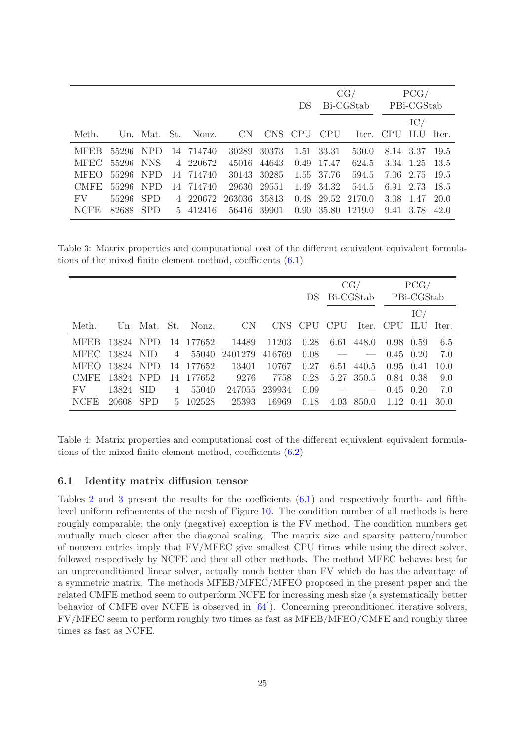| Meth. | Un. | Mat. | St. | Nonz. | CN | CNS | DS | CG/ Bi-CGStab | | PCG/ PBi-CGStab | | |
|---|---|---|---|---|---|---|---|---|---|---|---|---|
| | | | | | | | CPU | CPU | Iter. | CPU | IC/ ILU | Iter. |
| MFEB | 55296 | NPD | 14 | 714740 | 30289 | 30373 | 1.51 | 33.31 | 530.0 | 8.14 | 3.37 | 19.5 |
| MFEC | 55296 | NNS | 4 | 220672 | 45016 | 44643 | 0.49 | 17.47 | 624.5 | 3.34 | 1.25 | 13.5 |
| MFEO | 55296 | NPD | 14 | 714740 | 30143 | 30285 | 1.55 | 37.76 | 594.5 | 7.06 | 2.75 | 19.5 |
| CMFE | 55296 | NPD | 14 | 714740 | 29630 | 29551 | 1.49 | 34.32 | 544.5 | 6.91 | 2.73 | 18.5 |
| FV | 55296 | SPD | 4 | 220672 | 263036 | 35813 | 0.48 | 29.52 | 2170.0 | 3.08 | 1.47 | 20.0 |
| NCFE | 82688 | SPD | 5 | 412416 | 56416 | 39901 | 0.90 | 35.80 | 1219.0 | 9.41 | 3.78 | 42.0 |

Table 3: Matrix properties and computational cost of the different equivalent equivalent formulations of the mixed finite element method, coefficients (6.1)

| Meth. | Un. | Mat. | St. | Nonz. | CN | CNS | DS | CG/ Bi-CGStab | | PCG/ PBi-CGStab | | |
|---|---|---|---|---|---|---|---|---|---|---|---|---|
| | | | | | | | CPU | CPU | Iter. | CPU | IC/ ILU | Iter. |
| MFEB | 13824 | NPD | 14 | 177652 | 14489 | 11203 | 0.28 | 6.61 | 448.0 | 0.98 | 0.59 | 6.5 |
| MFEC | 13824 | NID | 4 | 55040 | 2401279 | 416769 | 0.08 | — | — | 0.45 | 0.20 | 7.0 |
| MFEO | 13824 | NPD | 14 | 177652 | 13401 | 10767 | 0.27 | 6.51 | 440.5 | 0.95 | 0.41 | 10.0 |
| CMFE | 13824 | NPD | 14 | 177652 | 9276 | 7758 | 0.28 | 5.27 | 350.5 | 0.84 | 0.38 | 9.0 |
| FV | 13824 | SID | 4 | 55040 | 247055 | 239934 | 0.09 | — | — | 0.45 | 0.20 | 7.0 |
| NCFE | 20608 | SPD | 5 | 102528 | 25393 | 16969 | 0.18 | 4.03 | 850.0 | 1.12 | 0.41 | 30.0 |

Table 4: Matrix properties and computational cost of the different equivalent equivalent formulations of the mixed finite element method, coefficients (6.2)

### 6.1 Identity matrix diffusion tensor

Tables 2 and 3 present the results for the coefficients (6.1) and respectively fourth- and fifth-level uniform refinements of the mesh of Figure 10. The condition number of all methods is here roughly comparable; the only (negative) exception is the FV method. The condition numbers get mutually much closer after the diagonal scaling. The matrix size and sparsity pattern/number of nonzero entries imply that FV/MFEC give smallest CPU times while using the direct solver, followed respectively by NCFE and then all other methods. The method MFEC behaves best for an unpreconditioned linear solver, actually much better than FV which do has the advantage of a symmetric matrix. The methods MFEB/MFEC/MFEO proposed in the present paper and the related CMFE method seem to outperform NCFE for increasing mesh size (a systematically better behavior of CMFE over NCFE is observed in [64]). Concerning preconditioned iterative solvers, FV/MFEC seem to perform roughly two times as fast as MFEB/MFEO/CMFE and roughly three times as fast as NCFE.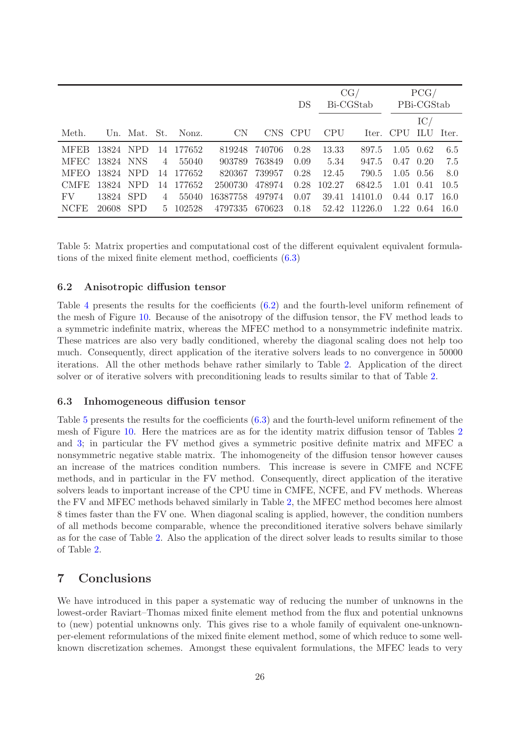| | | | | | | | DS | CG/ Bi-CGStab | | PCG/ PBi-CGStab | | |
|---|---|---|---|---|---|---|---|---|---|---|---|---|
| | | | | | | | | | | | IC/ | |
| Meth. | Un. | Mat. | St. | Nonz. | CN | CNS | CPU | CPU | Iter. | CPU | ILU | Iter. |
| MFEB | 13824 | NPD | 14 | 177652 | 819248 | 740706 | 0.28 | 13.33 | 897.5 | 1.05 | 0.62 | 6.5 |
| MFEC | 13824 | NNS | 4 | 55040 | 903789 | 763849 | 0.09 | 5.34 | 947.5 | 0.47 | 0.20 | 7.5 |
| MFEO | 13824 | NPD | 14 | 177652 | 820367 | 739957 | 0.28 | 12.45 | 790.5 | 1.05 | 0.56 | 8.0 |
| CMFE | 13824 | NPD | 14 | 177652 | 2500730 | 478974 | 0.28 | 102.27 | 6842.5 | 1.01 | 0.41 | 10.5 |
| FV | 13824 | SPD | 4 | 55040 | 16387758 | 497974 | 0.07 | 39.41 | 14101.0 | 0.44 | 0.17 | 16.0 |
| NCFE | 20608 | SPD | 5 | 102528 | 4797335 | 670623 | 0.18 | 52.42 | 11226.0 | 1.22 | 0.64 | 16.0 |

Table 5: Matrix properties and computational cost of the different equivalent equivalent formulations of the mixed finite element method, coefficients (6.3)

### 6.2 Anisotropic diffusion tensor

Table 4 presents the results for the coefficients (6.2) and the fourth-level uniform refinement of the mesh of Figure 10. Because of the anisotropy of the diffusion tensor, the FV method leads to a symmetric indefinite matrix, whereas the MFEC method to a nonsymmetric indefinite matrix. These matrices are also very badly conditioned, whereby the diagonal scaling does not help too much. Consequently, direct application of the iterative solvers leads to no convergence in 50000 iterations. All the other methods behave rather similarly to Table 2. Application of the direct solver or of iterative solvers with preconditioning leads to results similar to that of Table 2.

### 6.3 Inhomogeneous diffusion tensor

Table 5 presents the results for the coefficients (6.3) and the fourth-level uniform refinement of the mesh of Figure 10. Here the matrices are as for the identity matrix diffusion tensor of Tables 2 and 3; in particular the FV method gives a symmetric positive definite matrix and MFEC a nonsymmetric negative stable matrix. The inhomogeneity of the diffusion tensor however causes an increase of the matrices condition numbers. This increase is severe in CMFE and NCFE methods, and in particular in the FV method. Consequently, direct application of the iterative solvers leads to important increase of the CPU time in CMFE, NCFE, and FV methods. Whereas the FV and MFEC methods behaved similarly in Table 2, the MFEC method becomes here almost 8 times faster than the FV one. When diagonal scaling is applied, however, the condition numbers of all methods become comparable, whence the preconditioned iterative solvers behave similarly as for the case of Table 2. Also the application of the direct solver leads to results similar to those of Table 2.

## 7 Conclusions

We have introduced in this paper a systematic way of reducing the number of unknowns in the lowest-order Raviart–Thomas mixed finite element method from the flux and potential unknowns to (new) potential unknowns only. This gives rise to a whole family of equivalent one-unknown-per-element reformulations of the mixed finite element method, some of which reduce to some well-known discretization schemes. Amongst these equivalent formulations, the MFEC leads to very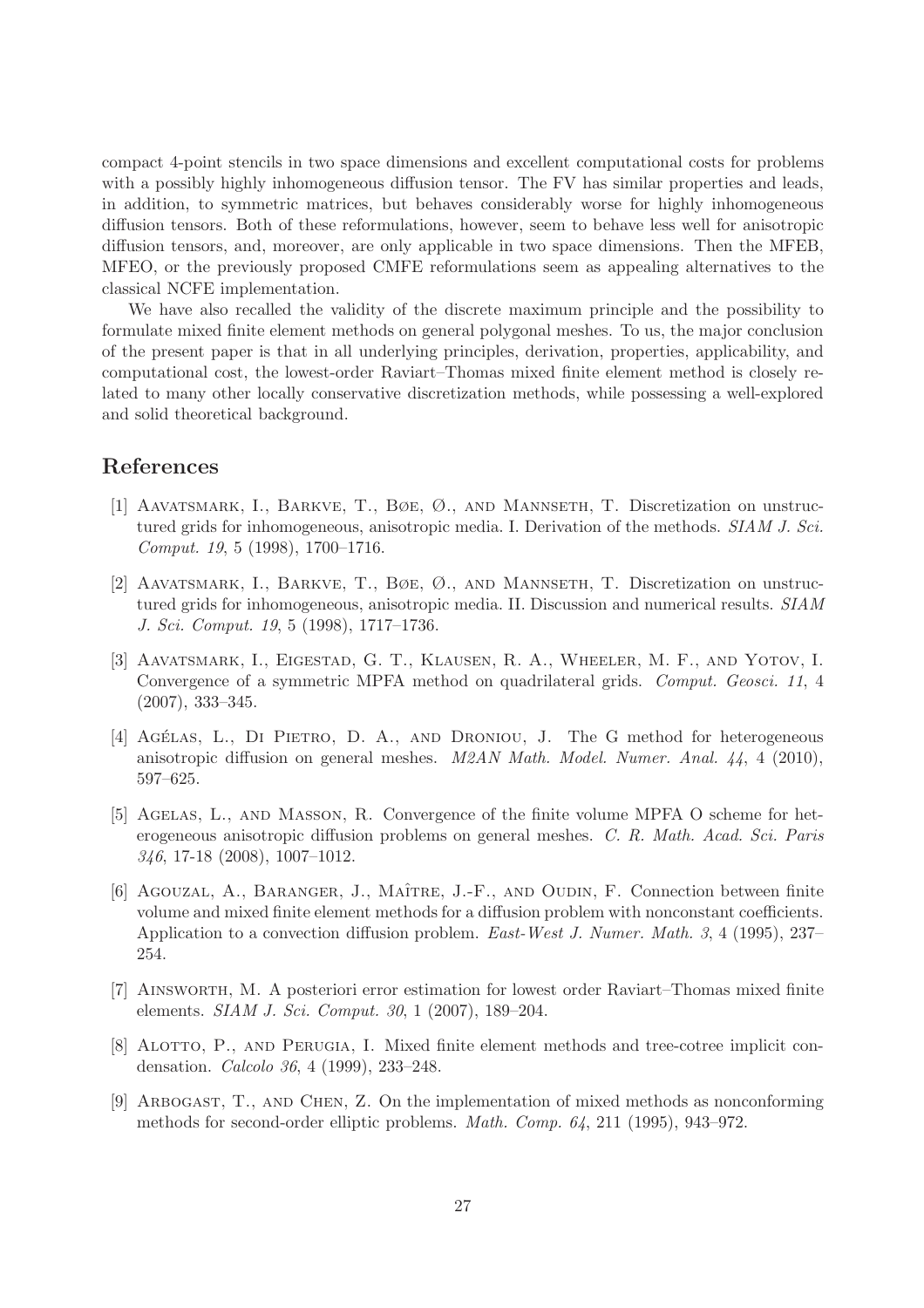compact 4-point stencils in two space dimensions and excellent computational costs for problems with a possibly highly inhomogeneous diffusion tensor. The FV has similar properties and leads, in addition, to symmetric matrices, but behaves considerably worse for highly inhomogeneous diffusion tensors. Both of these reformulations, however, seem to behave less well for anisotropic diffusion tensors, and, moreover, are only applicable in two space dimensions. Then the MFEB, MFEO, or the previously proposed CMFE reformulations seem as appealing alternatives to the classical NCFE implementation.

We have also recalled the validity of the discrete maximum principle and the possibility to formulate mixed finite element methods on general polygonal meshes. To us, the major conclusion of the present paper is that in all underlying principles, derivation, properties, applicability, and computational cost, the lowest-order Raviart–Thomas mixed finite element method is closely related to many other locally conservative discretization methods, while possessing a well-explored and solid theoretical background.

## References

[1] Aavatsmark, I., Barkve, T., Bøe, Ø., and Mannseth, T. Discretization on unstructured grids for inhomogeneous, anisotropic media. I. Derivation of the methods. *SIAM J. Sci. Comput. 19*, 5 (1998), 1700–1716.

[2] Aavatsmark, I., Barkve, T., Bøe, Ø., and Mannseth, T. Discretization on unstructured grids for inhomogeneous, anisotropic media. II. Discussion and numerical results. *SIAM J. Sci. Comput. 19*, 5 (1998), 1717–1736.

[3] Aavatsmark, I., Eigestad, G. T., Klausen, R. A., Wheeler, M. F., and Yotov, I. Convergence of a symmetric MPFA method on quadrilateral grids. *Comput. Geosci. 11*, 4 (2007), 333–345.

[4] Agélas, L., Di Pietro, D. A., and Droniou, J. The G method for heterogeneous anisotropic diffusion on general meshes. *M2AN Math. Model. Numer. Anal. 44*, 4 (2010), 597–625.

[5] Agelas, L., and Masson, R. Convergence of the finite volume MPFA O scheme for heterogeneous anisotropic diffusion problems on general meshes. *C. R. Math. Acad. Sci. Paris 346*, 17-18 (2008), 1007–1012.

[6] Agouzal, A., Baranger, J., Maître, J.-F., and Oudin, F. Connection between finite volume and mixed finite element methods for a diffusion problem with nonconstant coefficients. Application to a convection diffusion problem. *East-West J. Numer. Math. 3*, 4 (1995), 237–254.

[7] Ainsworth, M. A posteriori error estimation for lowest order Raviart–Thomas mixed finite elements. *SIAM J. Sci. Comput. 30*, 1 (2007), 189–204.

[8] Alotto, P., and Perugia, I. Mixed finite element methods and tree-cotree implicit condensation. *Calcolo 36*, 4 (1999), 233–248.

[9] Arbogast, T., and Chen, Z. On the implementation of mixed methods as nonconforming methods for second-order elliptic problems. *Math. Comp. 64*, 211 (1995), 943–972.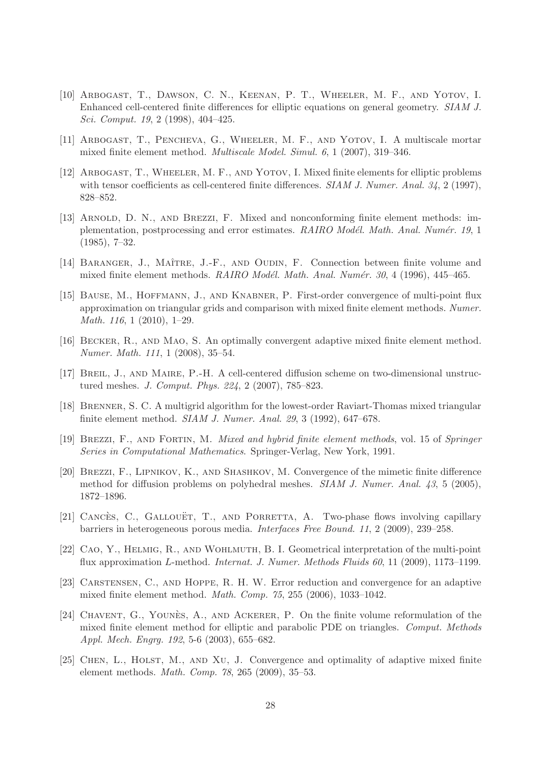[10] Arbogast, T., Dawson, C. N., Keenan, P. T., Wheeler, M. F., and Yotov, I. Enhanced cell-centered finite differences for elliptic equations on general geometry. *SIAM J. Sci. Comput. 19*, 2 (1998), 404–425.

[11] Arbogast, T., Pencheva, G., Wheeler, M. F., and Yotov, I. A multiscale mortar mixed finite element method. *Multiscale Model. Simul. 6*, 1 (2007), 319–346.

[12] Arbogast, T., Wheeler, M. F., and Yotov, I. Mixed finite elements for elliptic problems with tensor coefficients as cell-centered finite differences. *SIAM J. Numer. Anal. 34*, 2 (1997), 828–852.

[13] Arnold, D. N., and Brezzi, F. Mixed and nonconforming finite element methods: implementation, postprocessing and error estimates. *RAIRO Modél. Math. Anal. Numér. 19*, 1 (1985), 7–32.

[14] Baranger, J., Maître, J.-F., and Oudin, F. Connection between finite volume and mixed finite element methods. *RAIRO Modél. Math. Anal. Numér. 30*, 4 (1996), 445–465.

[15] Bause, M., Hoffmann, J., and Knabner, P. First-order convergence of multi-point flux approximation on triangular grids and comparison with mixed finite element methods. *Numer. Math. 116*, 1 (2010), 1–29.

[16] Becker, R., and Mao, S. An optimally convergent adaptive mixed finite element method. *Numer. Math. 111*, 1 (2008), 35–54.

[17] Breil, J., and Maire, P.-H. A cell-centered diffusion scheme on two-dimensional unstructured meshes. *J. Comput. Phys. 224*, 2 (2007), 785–823.

[18] Brenner, S. C. A multigrid algorithm for the lowest-order Raviart-Thomas mixed triangular finite element method. *SIAM J. Numer. Anal. 29*, 3 (1992), 647–678.

[19] Brezzi, F., and Fortin, M. *Mixed and hybrid finite element methods*, vol. 15 of *Springer Series in Computational Mathematics*. Springer-Verlag, New York, 1991.

[20] Brezzi, F., Lipnikov, K., and Shashkov, M. Convergence of the mimetic finite difference method for diffusion problems on polyhedral meshes. *SIAM J. Numer. Anal. 43*, 5 (2005), 1872–1896.

[21] Cancès, C., Gallouët, T., and Porretta, A. Two-phase flows involving capillary barriers in heterogeneous porous media. *Interfaces Free Bound. 11*, 2 (2009), 239–258.

[22] Cao, Y., Helmig, R., and Wohlmuth, B. I. Geometrical interpretation of the multi-point flux approximation L-method. *Internat. J. Numer. Methods Fluids 60*, 11 (2009), 1173–1199.

[23] Carstensen, C., and Hoppe, R. H. W. Error reduction and convergence for an adaptive mixed finite element method. *Math. Comp. 75*, 255 (2006), 1033–1042.

[24] Chavent, G., Younès, A., and Ackerer, P. On the finite volume reformulation of the mixed finite element method for elliptic and parabolic PDE on triangles. *Comput. Methods Appl. Mech. Engrg. 192*, 5-6 (2003), 655–682.

[25] Chen, L., Holst, M., and Xu, J. Convergence and optimality of adaptive mixed finite element methods. *Math. Comp. 78*, 265 (2009), 35–53.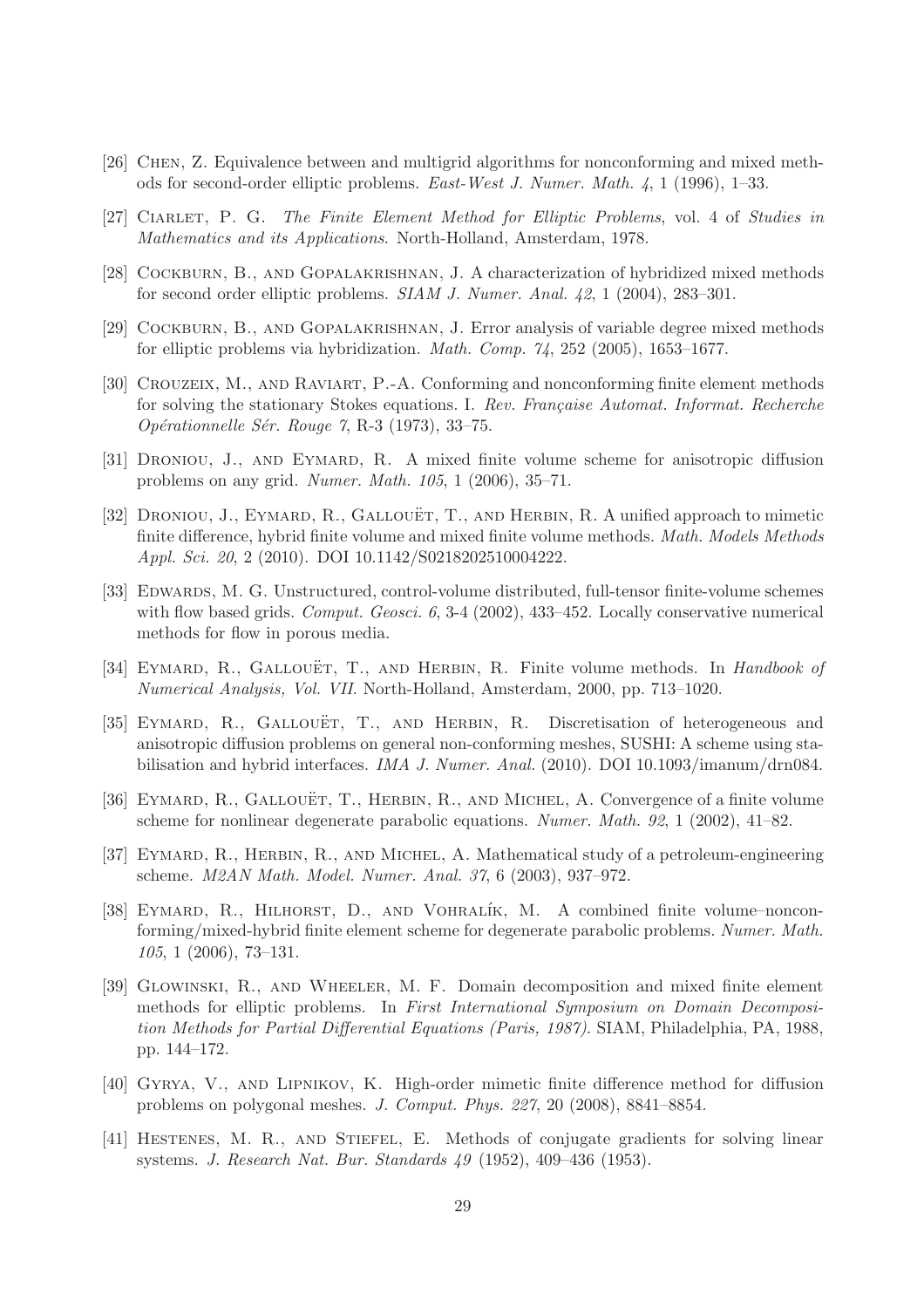[26] Chen, Z. Equivalence between and multigrid algorithms for nonconforming and mixed methods for second-order elliptic problems. *East-West J. Numer. Math. 4*, 1 (1996), 1–33.

[27] Ciarlet, P. G. *The Finite Element Method for Elliptic Problems*, vol. 4 of *Studies in Mathematics and its Applications*. North-Holland, Amsterdam, 1978.

[28] Cockburn, B., and Gopalakrishnan, J. A characterization of hybridized mixed methods for second order elliptic problems. *SIAM J. Numer. Anal. 42*, 1 (2004), 283–301.

[29] Cockburn, B., and Gopalakrishnan, J. Error analysis of variable degree mixed methods for elliptic problems via hybridization. *Math. Comp. 74*, 252 (2005), 1653–1677.

[30] Crouzeix, M., and Raviart, P.-A. Conforming and nonconforming finite element methods for solving the stationary Stokes equations. I. *Rev. Française Automat. Informat. Recherche Opérationnelle Sér. Rouge 7*, R-3 (1973), 33–75.

[31] Droniou, J., and Eymard, R. A mixed finite volume scheme for anisotropic diffusion problems on any grid. *Numer. Math. 105*, 1 (2006), 35–71.

[32] Droniou, J., Eymard, R., Gallouët, T., and Herbin, R. A unified approach to mimetic finite difference, hybrid finite volume and mixed finite volume methods. *Math. Models Methods Appl. Sci. 20*, 2 (2010). DOI 10.1142/S0218202510004222.

[33] Edwards, M. G. Unstructured, control-volume distributed, full-tensor finite-volume schemes with flow based grids. *Comput. Geosci. 6*, 3-4 (2002), 433–452. Locally conservative numerical methods for flow in porous media.

[34] Eymard, R., Gallouët, T., and Herbin, R. Finite volume methods. In *Handbook of Numerical Analysis, Vol. VII*. North-Holland, Amsterdam, 2000, pp. 713–1020.

[35] Eymard, R., Gallouët, T., and Herbin, R. Discretisation of heterogeneous and anisotropic diffusion problems on general non-conforming meshes, SUSHI: A scheme using stabilisation and hybrid interfaces. *IMA J. Numer. Anal.* (2010). DOI 10.1093/imanum/drn084.

[36] Eymard, R., Gallouët, T., Herbin, R., and Michel, A. Convergence of a finite volume scheme for nonlinear degenerate parabolic equations. *Numer. Math. 92*, 1 (2002), 41–82.

[37] Eymard, R., Herbin, R., and Michel, A. Mathematical study of a petroleum-engineering scheme. *M2AN Math. Model. Numer. Anal. 37*, 6 (2003), 937–972.

[38] Eymard, R., Hilhorst, D., and Vohralík, M. A combined finite volume–nonconforming/mixed-hybrid finite element scheme for degenerate parabolic problems. *Numer. Math. 105*, 1 (2006), 73–131.

[39] Glowinski, R., and Wheeler, M. F. Domain decomposition and mixed finite element methods for elliptic problems. In *First International Symposium on Domain Decomposition Methods for Partial Differential Equations (Paris, 1987)*. SIAM, Philadelphia, PA, 1988, pp. 144–172.

[40] Gyrya, V., and Lipnikov, K. High-order mimetic finite difference method for diffusion problems on polygonal meshes. *J. Comput. Phys. 227*, 20 (2008), 8841–8854.

[41] Hestenes, M. R., and Stiefel, E. Methods of conjugate gradients for solving linear systems. *J. Research Nat. Bur. Standards 49* (1952), 409–436 (1953).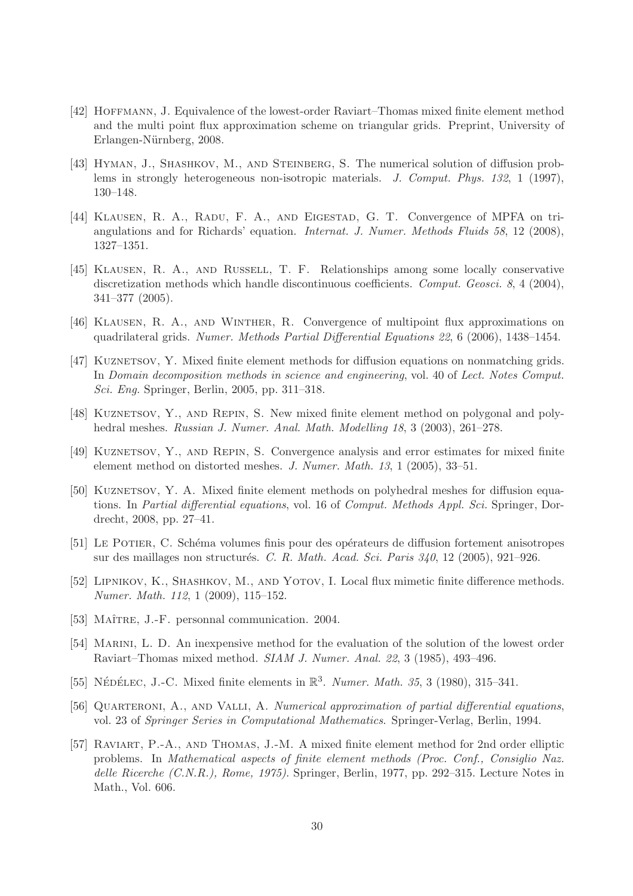[42] Hoffmann, J. Equivalence of the lowest-order Raviart–Thomas mixed finite element method and the multi point flux approximation scheme on triangular grids. Preprint, University of Erlangen-Nürnberg, 2008.

[43] Hyman, J., Shashkov, M., and Steinberg, S. The numerical solution of diffusion problems in strongly heterogeneous non-isotropic materials. *J. Comput. Phys. 132*, 1 (1997), 130–148.

[44] Klausen, R. A., Radu, F. A., and Eigestad, G. T. Convergence of MPFA on triangulations and for Richards' equation. *Internat. J. Numer. Methods Fluids 58*, 12 (2008), 1327–1351.

[45] Klausen, R. A., and Russell, T. F. Relationships among some locally conservative discretization methods which handle discontinuous coefficients. *Comput. Geosci. 8*, 4 (2004), 341–377 (2005).

[46] Klausen, R. A., and Winther, R. Convergence of multipoint flux approximations on quadrilateral grids. *Numer. Methods Partial Differential Equations 22*, 6 (2006), 1438–1454.

[47] Kuznetsov, Y. Mixed finite element methods for diffusion equations on nonmatching grids. In *Domain decomposition methods in science and engineering*, vol. 40 of *Lect. Notes Comput. Sci. Eng.* Springer, Berlin, 2005, pp. 311–318.

[48] Kuznetsov, Y., and Repin, S. New mixed finite element method on polygonal and polyhedral meshes. *Russian J. Numer. Anal. Math. Modelling 18*, 3 (2003), 261–278.

[49] Kuznetsov, Y., and Repin, S. Convergence analysis and error estimates for mixed finite element method on distorted meshes. *J. Numer. Math. 13*, 1 (2005), 33–51.

[50] Kuznetsov, Y. A. Mixed finite element methods on polyhedral meshes for diffusion equations. In *Partial differential equations*, vol. 16 of *Comput. Methods Appl. Sci.* Springer, Dordrecht, 2008, pp. 27–41.

[51] Le Potier, C. Schéma volumes finis pour des opérateurs de diffusion fortement anisotropes sur des maillages non structurés. *C. R. Math. Acad. Sci. Paris 340*, 12 (2005), 921–926.

[52] Lipnikov, K., Shashkov, M., and Yotov, I. Local flux mimetic finite difference methods. *Numer. Math. 112*, 1 (2009), 115–152.

[53] Maître, J.-F. personnal communication. 2004.

[54] Marini, L. D. An inexpensive method for the evaluation of the solution of the lowest order Raviart–Thomas mixed method. *SIAM J. Numer. Anal. 22*, 3 (1985), 493–496.

[55] Nédélec, J.-C. Mixed finite elements in $\mathbb{R}^3$. *Numer. Math. 35*, 3 (1980), 315–341.

[56] Quarteroni, A., and Valli, A. *Numerical approximation of partial differential equations*, vol. 23 of *Springer Series in Computational Mathematics.* Springer-Verlag, Berlin, 1994.

[57] Raviart, P.-A., and Thomas, J.-M. A mixed finite element method for 2nd order elliptic problems. In *Mathematical aspects of finite element methods (Proc. Conf., Consiglio Naz. delle Ricerche (C.N.R.), Rome, 1975).* Springer, Berlin, 1977, pp. 292–315. Lecture Notes in Math., Vol. 606.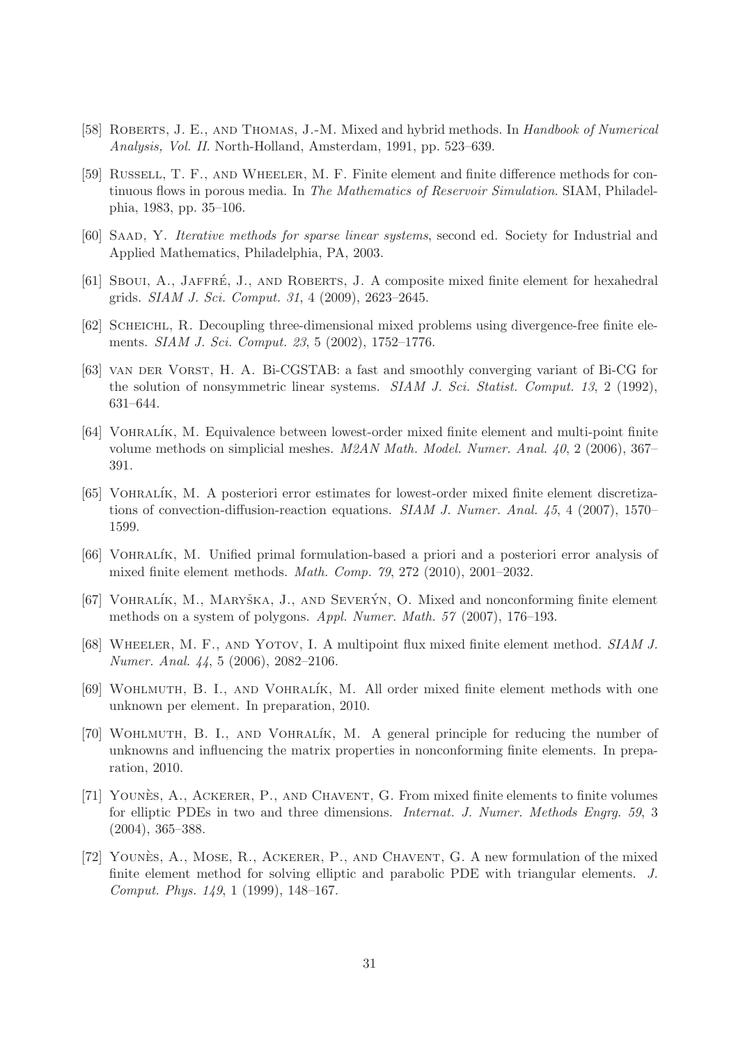[58] Roberts, J. E., and Thomas, J.-M. Mixed and hybrid methods. In *Handbook of Numerical Analysis, Vol. II*. North-Holland, Amsterdam, 1991, pp. 523–639.

[59] Russell, T. F., and Wheeler, M. F. Finite element and finite difference methods for continuous flows in porous media. In *The Mathematics of Reservoir Simulation*. SIAM, Philadelphia, 1983, pp. 35–106.

[60] Saad, Y. *Iterative methods for sparse linear systems*, second ed. Society for Industrial and Applied Mathematics, Philadelphia, PA, 2003.

[61] Sboui, A., Jaffré, J., and Roberts, J. A composite mixed finite element for hexahedral grids. *SIAM J. Sci. Comput. 31*, 4 (2009), 2623–2645.

[62] Scheichl, R. Decoupling three-dimensional mixed problems using divergence-free finite elements. *SIAM J. Sci. Comput. 23*, 5 (2002), 1752–1776.

[63] van der Vorst, H. A. Bi-CGSTAB: a fast and smoothly converging variant of Bi-CG for the solution of nonsymmetric linear systems. *SIAM J. Sci. Statist. Comput. 13*, 2 (1992), 631–644.

[64] Vohralík, M. Equivalence between lowest-order mixed finite element and multi-point finite volume methods on simplicial meshes. *M2AN Math. Model. Numer. Anal. 40*, 2 (2006), 367–391.

[65] Vohralík, M. A posteriori error estimates for lowest-order mixed finite element discretizations of convection-diffusion-reaction equations. *SIAM J. Numer. Anal. 45*, 4 (2007), 1570–1599.

[66] Vohralík, M. Unified primal formulation-based a priori and a posteriori error analysis of mixed finite element methods. *Math. Comp. 79*, 272 (2010), 2001–2032.

[67] Vohralík, M., Maryška, J., and Severýn, O. Mixed and nonconforming finite element methods on a system of polygons. *Appl. Numer. Math. 57* (2007), 176–193.

[68] Wheeler, M. F., and Yotov, I. A multipoint flux mixed finite element method. *SIAM J. Numer. Anal. 44*, 5 (2006), 2082–2106.

[69] Wohlmuth, B. I., and Vohralík, M. All order mixed finite element methods with one unknown per element. In preparation, 2010.

[70] Wohlmuth, B. I., and Vohralík, M. A general principle for reducing the number of unknowns and influencing the matrix properties in nonconforming finite elements. In preparation, 2010.

[71] Younès, A., Ackerer, P., and Chavent, G. From mixed finite elements to finite volumes for elliptic PDEs in two and three dimensions. *Internat. J. Numer. Methods Engrg. 59*, 3 (2004), 365–388.

[72] Younès, A., Mose, R., Ackerer, P., and Chavent, G. A new formulation of the mixed finite element method for solving elliptic and parabolic PDE with triangular elements. *J. Comput. Phys. 149*, 1 (1999), 148–167.